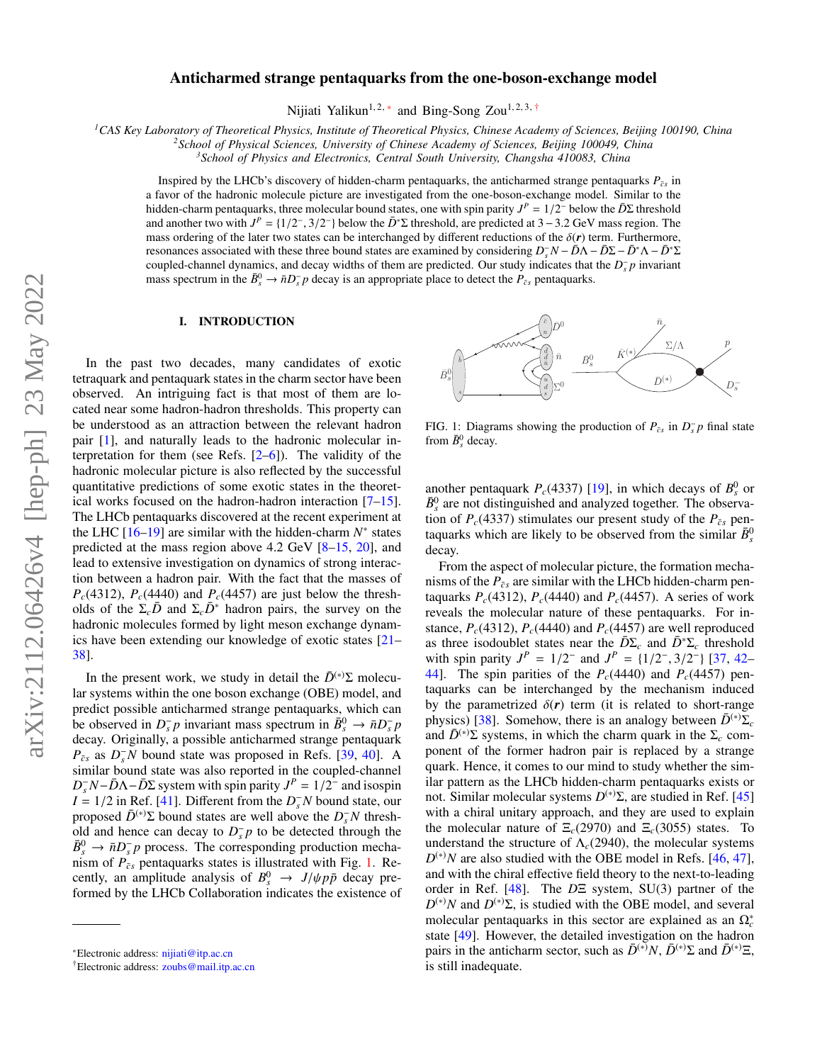# Anticharmed strange pentaquarks from the one-boson-exchange model

Nijiati Yalikun[1,2,*] and Bing-Song Zou[1,2,3,†]

[1] CAS Key Laboratory of Theoretical Physics, Institute of Theoretical Physics, Chinese Academy of Sciences, Beijing 100190, China
[2] School of Physical Sciences, University of Chinese Academy of Sciences, Beijing 100049, China
[3] School of Physics and Electronics, Central South University, Changsha 410083, China

Inspired by the LHCb's discovery of hidden-charm pentaquarks, the anticharmed strange pentaquarks $P_{\bar{c}s}$ in a favor of the hadronic molecule picture are investigated from the one-boson-exchange model. Similar to the hidden-charm pentaquarks, three molecular bound states, one with spin parity $J^P = 1/2^-$ below the $\bar{D}\Sigma$ threshold and another two with $J^P = \{1/2^-, 3/2^-\}$ below the $\bar{D}^*\Sigma$ threshold, are predicted at $3-3.2$ GeV mass region. The mass ordering of the later two states can be interchanged by different reductions of the $\delta(\boldsymbol{r})$ term. Furthermore, resonances associated with these three bound states are examined by considering $D_s^- N - \bar{D}\Lambda - \bar{D}\Sigma - \bar{D}^*\Lambda - \bar{D}^*\Sigma$ coupled-channel dynamics, and decay widths of them are predicted. Our study indicates that the $D_s^- p$ invariant mass spectrum in the $\bar{B}_s^0 \to \bar{n} D_s^- p$ decay is an appropriate place to detect the $P_{\bar{c}s}$ pentaquarks.

## I. INTRODUCTION

In the past two decades, many candidates of exotic tetraquark and pentaquark states in the charm sector have been observed. An intriguing fact is that most of them are located near some hadron-hadron thresholds. This property can be understood as an attraction between the relevant hadron pair [1], and naturally leads to the hadronic molecular interpretation for them (see Refs. [2–6]). The validity of the hadronic molecular picture is also reflected by the successful quantitative predictions of some exotic states in the theoretical works focused on the hadron-hadron interaction [7–15]. The LHCb pentaquarks discovered at the recent experiment at the LHC [16–19] are similar with the hidden-charm $N^*$ states predicted at the mass region above 4.2 GeV [8–15, 20], and lead to extensive investigation on dynamics of strong interaction between a hadron pair. With the fact that the masses of $P_c(4312)$, $P_c(4440)$ and $P_c(4457)$ are just below the thresholds of the $\Sigma_c\bar{D}$ and $\Sigma_c\bar{D}^*$ hadron pairs, the survey on the hadronic molecules formed by light meson exchange dynamics have been extending our knowledge of exotic states [21–38].

In the present work, we study in detail the $\bar{D}^{(*)}\Sigma$ molecular systems within the one boson exchange (OBE) model, and predict possible anticharmed strange pentaquarks, which can be observed in $D_s^- p$ invariant mass spectrum in $\bar{B}_s^0 \to \bar{n} D_s^- p$ decay. Originally, a possible anticharmed strange pentaquark $P_{\bar{c}s}$ as $D_s^- N$ bound state was proposed in Refs. [39, 40]. A similar bound state was also reported in the coupled-channel $D_s^- N - \bar{D}\Lambda - \bar{D}\Sigma$ system with spin parity $J^P = 1/2^-$ and isospin $I = 1/2$ in Ref. [41]. Different from the $D_s^- N$ bound state, our proposed $\bar{D}^{(*)}\Sigma$ bound states are well above the $D_s^- N$ threshold and hence can decay to $D_s^- p$ to be detected through the $\bar{B}_s^0 \to \bar{n} D_s^- p$ process. The corresponding production mechanism of $P_{\bar{c}s}$ pentaquarks states is illustrated with Fig. 1. Recently, an amplitude analysis of $B_s^0 \to J/\psi p\bar{p}$ decay preformed by the LHCb Collaboration indicates the existence of another pentaquark $P_c(4337)$ [19], in which decays of $B_s^0$ or $\bar{B}_s^0$ are not distinguished and analyzed together. The observation of $P_c(4337)$ stimulates our present study of the $P_{\bar{c}s}$ pentaquarks which are likely to be observed from the similar $\bar{B}_s^0$ decay.

FIG. 1: Diagrams showing the production of $P_{\bar{c}s}$ in $D_s^- p$ final state from $\bar{B}_s^0$ decay.

From the aspect of molecular picture, the formation mechanisms of the $P_{\bar{c}s}$ are similar with the LHCb hidden-charm pentaquarks $P_c(4312)$, $P_c(4440)$ and $P_c(4457)$. A series of work reveals the molecular nature of these pentaquarks. For instance, $P_c(4312)$, $P_c(4440)$ and $P_c(4457)$ are well reproduced as three isodoublet states near the $\bar{D}\Sigma_c$ and $\bar{D}^*\Sigma_c$ threshold with spin parity $J^P = 1/2^-$ and $J^P = \{1/2^-, 3/2^-\}$ [37, 42–44]. The spin parities of the $P_c(4440)$ and $P_c(4457)$ pentaquarks can be interchanged by the mechanism induced by the parametrized $\delta(\boldsymbol{r})$ term (it is related to short-range physics) [38]. Somehow, there is an analogy between $\bar{D}^{(*)}\Sigma_c$ and $\bar{D}^{(*)}\Sigma$ systems, in which the charm quark in the $\Sigma_c$ component of the former hadron pair is replaced by a strange quark. Hence, it comes to our mind to study whether the similar pattern as the LHCb hidden-charm pentaquarks exists or not. Similar molecular systems $D^{(*)}\Sigma$, are studied in Ref. [45] with a chiral unitary approach, and they are used to explain the molecular nature of $\Xi_c(2970)$ and $\Xi_c(3055)$ states. To understand the structure of $\Lambda_c(2940)$, the molecular systems $D^{(*)}N$ are also studied with the OBE model in Refs. [46, 47], and with the chiral effective field theory to the next-to-leading order in Ref. [48]. The $D\Xi$ system, SU(3) partner of the $D^{(*)}N$ and $D^{(*)}\Sigma$, is studied with the OBE model, and several molecular pentaquarks in this sector are explained as an $\Omega_c^*$ state [49]. However, the detailed investigation on the hadron pairs in the anticharm sector, such as $\bar{D}^{(*)}N$, $\bar{D}^{(*)}\Sigma$ and $\bar{D}^{(*)}\Xi$, is still inadequate.

---

*Electronic address: nijiati@itp.ac.cn
†Electronic address: zoubs@mail.itp.ac.cn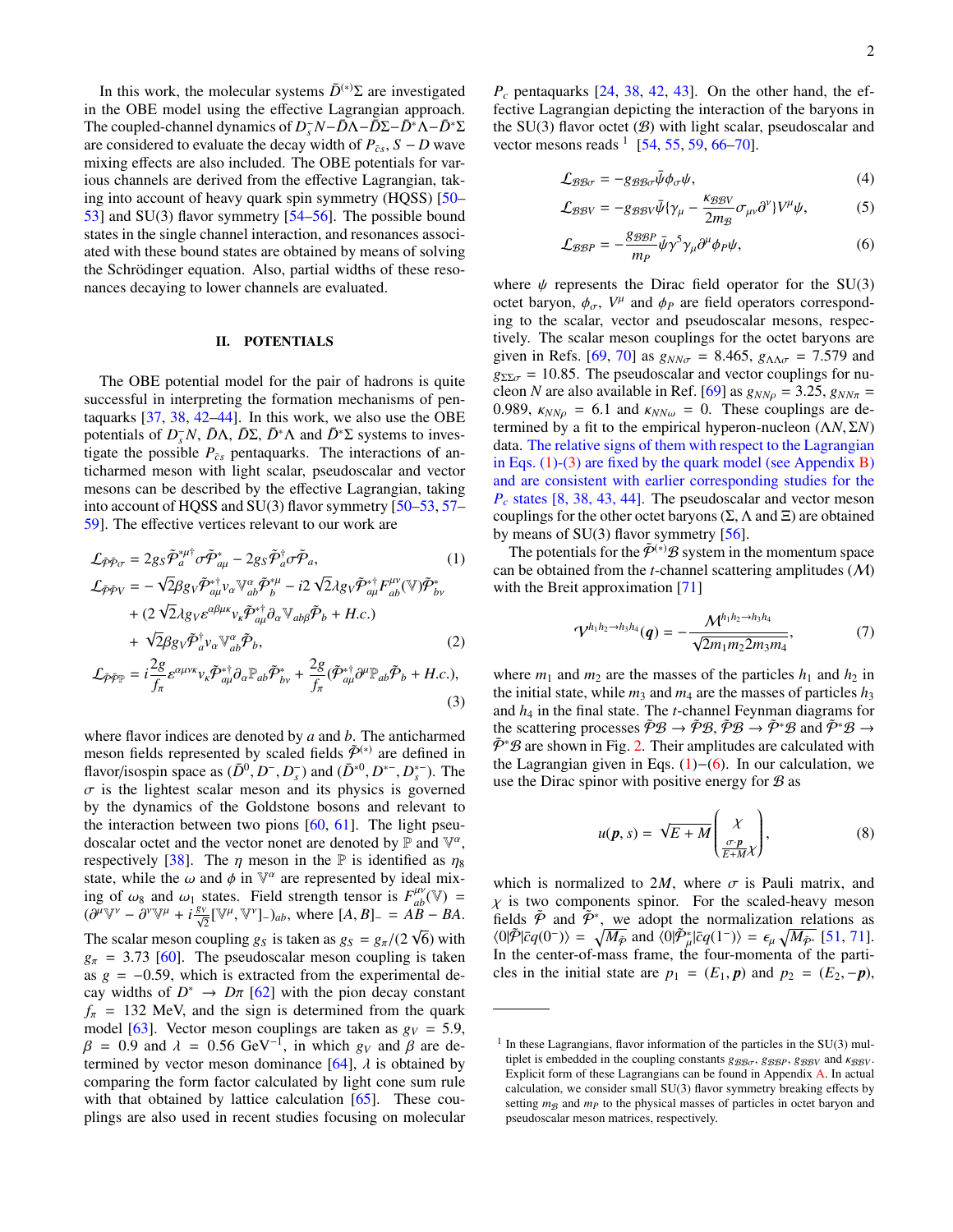In this work, the molecular systems $\bar{D}^{(*)}\Sigma$ are investigated in the OBE model using the effective Lagrangian approach. The coupled-channel dynamics of $D_s^- N$–$\bar{D}\Lambda$–$\bar{D}\Sigma$–$\bar{D}^*\Lambda$–$\bar{D}^*\Sigma$ are considered to evaluate the decay width of $P_{\bar{c}s}$, $S-D$ wave mixing effects are also included. The OBE potentials for various channels are derived from the effective Lagrangian, taking into account of heavy quark spin symmetry (HQSS) [50–53] and SU(3) flavor symmetry [54–56]. The possible bound states in the single channel interaction, and resonances associated with these bound states are obtained by means of solving the Schrödinger equation. Also, partial widths of these resonances decaying to lower channels are evaluated.

## II. POTENTIALS

The OBE potential model for the pair of hadrons is quite successful in interpreting the formation mechanisms of pentaquarks [37, 38, 42–44]. In this work, we also use the OBE potentials of $D_s^- N$, $\bar{D}\Lambda$, $\bar{D}\Sigma$, $\bar{D}^*\Lambda$ and $\bar{D}^*\Sigma$ systems to investigate the possible $P_{\bar{c}s}$ pentaquarks. The interactions of anticharmed meson with light scalar, pseudoscalar and vector mesons can be described by the effective Lagrangian, taking into account of HQSS and SU(3) flavor symmetry [50–53, 57–59]. The effective vertices relevant to our work are

$$
\begin{aligned}
\mathcal{L}_{\tilde{\mathcal{P}}\tilde{\mathcal{P}}\sigma} &= 2g_S \tilde{\mathcal{P}}_a^{*\mu\dagger}\sigma\tilde{\mathcal{P}}^*_{a\mu} - 2g_S \tilde{\mathcal{P}}_a^{\dagger}\sigma\tilde{\mathcal{P}}_a, \qquad (1)\\
\mathcal{L}_{\tilde{\mathcal{P}}\tilde{\mathcal{P}}\mathbb{V}} &= -\sqrt{2}\beta g_V \tilde{\mathcal{P}}^{*\dagger}_{a\mu} v_\alpha \mathbb{V}^\alpha_{ab}\tilde{\mathcal{P}}^{*\mu}_b - i2\sqrt{2}\lambda g_V \tilde{\mathcal{P}}^{*\dagger}_{a\mu}F^{\mu\nu}_{ab}(\mathbb{V})\tilde{\mathcal{P}}^*_{b\nu}\\
&\quad + (2\sqrt{2}\lambda g_V \varepsilon^{\alpha\beta\mu\kappa} v_\kappa \tilde{\mathcal{P}}^{*\dagger}_{a\mu}\partial_\alpha \mathbb{V}_{ab\beta}\tilde{\mathcal{P}}_b + H.c.)\\
&\quad + \sqrt{2}\beta g_V \tilde{\mathcal{P}}^{\dagger}_a v_\alpha \mathbb{V}^\alpha_{ab}\tilde{\mathcal{P}}_b, \qquad (2)\\
\mathcal{L}_{\tilde{\mathcal{P}}\tilde{\mathcal{P}}\mathbb{P}} &= i\frac{2g}{f_\pi}\varepsilon^{\alpha\mu\nu\kappa} v_\kappa \tilde{\mathcal{P}}^{*\dagger}_{a\mu}\partial_\alpha \mathbb{P}_{ab}\tilde{\mathcal{P}}^*_{b\nu} + \frac{2g}{f_\pi}(\tilde{\mathcal{P}}^{*\dagger}_{a\mu}\partial^\mu \mathbb{P}_{ab}\tilde{\mathcal{P}}_b + H.c.), \qquad (3)
\end{aligned}
$$

where flavor indices are denoted by $a$ and $b$. The anticharmed meson fields represented by scaled fields $\tilde{\mathcal{P}}^{(*)}$ are defined in flavor/isospin space as $(\bar{D}^0, D^-, D_s^-)$ and $(\bar{D}^{*0}, D^{*-}, D_s^{*-})$. The $\sigma$ is the lightest scalar meson and its physics is governed by the dynamics of the Goldstone bosons and relevant to the interaction between two pions [60, 61]. The light pseudoscalar octet and the vector nonet are denoted by $\mathbb{P}$ and $\mathbb{V}^\alpha$, respectively [38]. The $\eta$ meson in the $\mathbb{P}$ is identified as $\eta_8$ state, while the $\omega$ and $\phi$ in $\mathbb{V}^\alpha$ are represented by ideal mixing of $\omega_8$ and $\omega_1$ states. Field strength tensor is $F^{\mu\nu}_{ab}(\mathbb{V}) = (\partial^\mu\mathbb{V}^\nu - \partial^\nu\mathbb{V}^\mu + i\frac{g_V}{\sqrt{2}}[\mathbb{V}^\mu, \mathbb{V}^\nu]_-)_{ab}$, where $[A, B]_- = AB - BA$. The scalar meson coupling $g_S$ is taken as $g_S = g_\pi/(2\sqrt{6})$ with $g_\pi = 3.73$ [60]. The pseudoscalar meson coupling is taken as $g = -0.59$, which is extracted from the experimental decay widths of $D^* \to D\pi$ [62] with the pion decay constant $f_\pi = 132$ MeV, and the sign is determined from the quark model [63]. Vector meson couplings are taken as $g_V = 5.9$, $\beta = 0.9$ and $\lambda = 0.56$ GeV$^{-1}$, in which $g_V$ and $\beta$ are determined by vector meson dominance [64], $\lambda$ is obtained by comparing the form factor calculated by light cone sum rule with that obtained by lattice calculation [65]. These couplings are also used in recent studies focusing on molecular $P_c$ pentaquarks [24, 38, 42, 43]. On the other hand, the effective Lagrangian depicting the interaction of the baryons in the SU(3) flavor octet ($\mathcal{B}$) with light scalar, pseudoscalar and vector mesons reads [1] [54, 55, 59, 66–70].

$$
\mathcal{L}_{\mathcal{B}\mathcal{B}\sigma} = -g_{\mathcal{B}\mathcal{B}\sigma}\bar{\psi}\phi_\sigma\psi, \qquad (4)
$$

$$
\mathcal{L}_{\mathcal{B}\mathcal{B}V} = -g_{\mathcal{B}\mathcal{B}V}\bar{\psi}\{\gamma_\mu - \frac{\kappa_{\mathcal{B}\mathcal{B}V}}{2m_{\mathcal{B}}}\sigma_{\mu\nu}\partial^\nu\}V^\mu\psi, \qquad (5)
$$

$$
\mathcal{L}_{\mathcal{B}\mathcal{B}P} = -\frac{g_{\mathcal{B}\mathcal{B}P}}{m_P}\bar{\psi}\gamma^5\gamma_\mu\partial^\mu\phi_P\psi, \qquad (6)
$$

where $\psi$ represents the Dirac field operator for the SU(3) octet baryon, $\phi_\sigma$, $V^\mu$ and $\phi_P$ are field operators corresponding to the scalar, vector and pseudoscalar mesons, respectively. The scalar meson couplings for the octet baryons are given in Refs. [69, 70] as $g_{NN\sigma} = 8.465$, $g_{\Lambda\Lambda\sigma} = 7.579$ and $g_{\Sigma\Sigma\sigma} = 10.85$. The pseudoscalar and vector couplings for nucleon $N$ are also available in Ref. [69] as $g_{NN\rho} = 3.25$, $g_{NN\pi} = 0.989$, $\kappa_{NN\rho} = 6.1$ and $\kappa_{NN\omega} = 0$. These couplings are determined by a fit to the empirical hyperon-nucleon ($\Lambda N, \Sigma N$) data. The relative signs of them with respect to the Lagrangian in Eqs. (1)-(3) are fixed by the quark model (see Appendix B) and are consistent with earlier corresponding studies for the $P_c$ states [8, 38, 43, 44]. The pseudoscalar and vector meson couplings for the other octet baryons ($\Sigma$, $\Lambda$ and $\Xi$) are obtained by means of SU(3) flavor symmetry [56].

The potentials for the $\tilde{\mathcal{P}}^{(*)}\mathcal{B}$ system in the momentum space can be obtained from the $t$-channel scattering amplitudes ($\mathcal{M}$) with the Breit approximation [71]

$$
\mathcal{V}^{h_1h_2\to h_3h_4}(\boldsymbol{q}) = -\frac{\mathcal{M}^{h_1h_2\to h_3h_4}}{\sqrt{2m_1m_2 2m_3m_4}}, \qquad (7)
$$

where $m_1$ and $m_2$ are the masses of the particles $h_1$ and $h_2$ in the initial state, while $m_3$ and $m_4$ are the masses of particles $h_3$ and $h_4$ in the final state. The $t$-channel Feynman diagrams for the scattering processes $\tilde{\mathcal{P}}\mathcal{B} \to \tilde{\mathcal{P}}\mathcal{B}$, $\tilde{\mathcal{P}}\mathcal{B} \to \tilde{\mathcal{P}}^*\mathcal{B}$ and $\tilde{\mathcal{P}}^*\mathcal{B} \to \tilde{\mathcal{P}}^*\mathcal{B}$ are shown in Fig. 2. Their amplitudes are calculated with the Lagrangian given in Eqs. (1)–(6). In our calculation, we use the Dirac spinor with positive energy for $\mathcal{B}$ as

$$
u(\boldsymbol{p}, s) = \sqrt{E+M}\begin{pmatrix}\chi \\ \frac{\sigma\cdot\boldsymbol{p}}{E+M}\chi\end{pmatrix}, \qquad (8)
$$

which is normalized to $2M$, where $\sigma$ is Pauli matrix, and $\chi$ is two components spinor. For the scaled-heavy meson fields $\tilde{\mathcal{P}}$ and $\tilde{\mathcal{P}}^*$, we adopt the normalization relations as $\langle 0|\tilde{\mathcal{P}}|\bar{c}q(0^-)\rangle = \sqrt{M_{\tilde{\mathcal{P}}}}$ and $\langle 0|\tilde{\mathcal{P}}^*_\mu|\bar{c}q(1^-)\rangle = \epsilon_\mu\sqrt{M_{\tilde{\mathcal{P}}^*}}$ [51, 71]. In the center-of-mass frame, the four-momenta of the particles in the initial state are $p_1 = (E_1, \boldsymbol{p})$ and $p_2 = (E_2, -\boldsymbol{p})$,

---

[1] In these Lagrangians, flavor information of the particles in the SU(3) multiplet is embedded in the coupling constants $g_{\mathcal{B}\mathcal{B}\sigma}$, $g_{\mathcal{B}\mathcal{B}P}$, $g_{\mathcal{B}\mathcal{B}V}$ and $\kappa_{\mathcal{B}\mathcal{B}V}$. Explicit form of these Lagrangians can be found in Appendix A. In actual calculation, we consider small SU(3) flavor symmetry breaking effects by setting $m_{\mathcal{B}}$ and $m_P$ to the physical masses of particles in octet baryon and pseudoscalar meson matrices, respectively.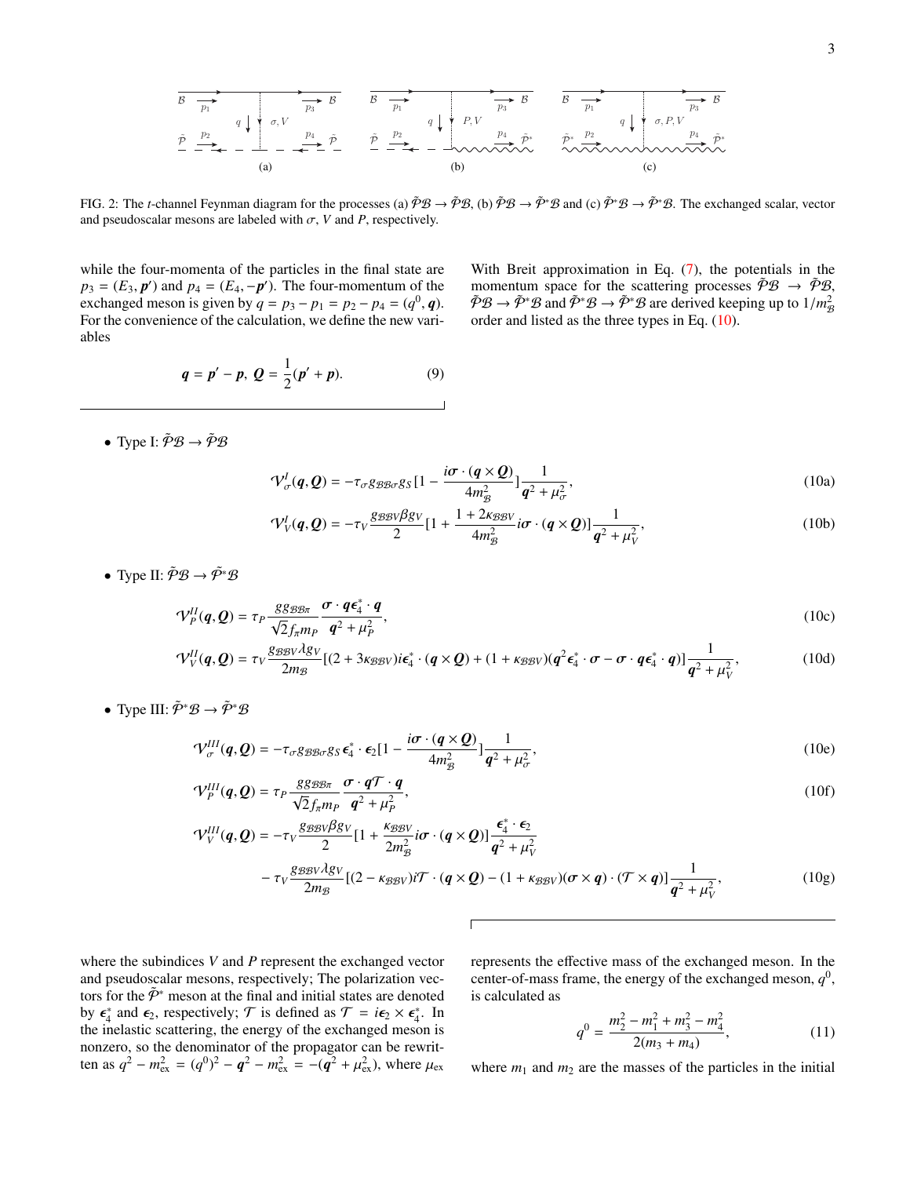FIG. 2: The $t$-channel Feynman diagram for the processes (a) $\tilde{\mathcal{P}}\mathcal{B} \to \tilde{\mathcal{P}}\mathcal{B}$, (b) $\tilde{\mathcal{P}}\mathcal{B} \to \tilde{\mathcal{P}}^*\mathcal{B}$ and (c) $\tilde{\mathcal{P}}^*\mathcal{B} \to \tilde{\mathcal{P}}^*\mathcal{B}$. The exchanged scalar, vector and pseudoscalar mesons are labeled with $\sigma$, $V$ and $P$, respectively.

while the four-momenta of the particles in the final state are $p_3 = (E_3, \boldsymbol{p}')$ and $p_4 = (E_4, -\boldsymbol{p}')$. The four-momentum of the exchanged meson is given by $q = p_3 - p_1 = p_2 - p_4 = (q^0, \boldsymbol{q})$. For the convenience of the calculation, we define the new variables

$$\boldsymbol{q} = \boldsymbol{p}' - \boldsymbol{p},\ \boldsymbol{Q} = \frac{1}{2}(\boldsymbol{p}' + \boldsymbol{p}). \tag{9}$$

With Breit approximation in Eq. (7), the potentials in the momentum space for the scattering processes $\tilde{\mathcal{P}}\mathcal{B} \to \tilde{\mathcal{P}}\mathcal{B}$, $\tilde{\mathcal{P}}\mathcal{B} \to \tilde{\mathcal{P}}^*\mathcal{B}$ and $\tilde{\mathcal{P}}^*\mathcal{B} \to \tilde{\mathcal{P}}^*\mathcal{B}$ are derived keeping up to $1/m_{\mathcal{B}}^2$ order and listed as the three types in Eq. (10).

- Type I: $\tilde{\mathcal{P}}\mathcal{B} \to \tilde{\mathcal{P}}\mathcal{B}$

$$\mathcal{V}^I_\sigma(\boldsymbol{q}, \boldsymbol{Q}) = -\tau_\sigma g_{\mathcal{BB}\sigma} g_S [1 - \frac{i\boldsymbol{\sigma}\cdot(\boldsymbol{q}\times\boldsymbol{Q})}{4m_{\mathcal{B}}^2}]\frac{1}{\boldsymbol{q}^2 + \mu_\sigma^2}, \tag{10a}$$

$$\mathcal{V}^I_V(\boldsymbol{q}, \boldsymbol{Q}) = -\tau_V \frac{g_{\mathcal{BB}V}\beta g_V}{2}[1 + \frac{1 + 2\kappa_{\mathcal{BB}V}}{4m_{\mathcal{B}}^2} i\boldsymbol{\sigma}\cdot(\boldsymbol{q}\times\boldsymbol{Q})]\frac{1}{\boldsymbol{q}^2 + \mu_V^2}, \tag{10b}$$

- Type II: $\tilde{\mathcal{P}}\mathcal{B} \to \tilde{\mathcal{P}}^*\mathcal{B}$

$$\mathcal{V}^{II}_P(\boldsymbol{q}, \boldsymbol{Q}) = \tau_P \frac{g g_{\mathcal{BB}\pi}}{\sqrt{2} f_\pi m_P}\frac{\boldsymbol{\sigma}\cdot\boldsymbol{q}\boldsymbol{\epsilon}_4^*\cdot\boldsymbol{q}}{\boldsymbol{q}^2 + \mu_P^2}, \tag{10c}$$

$$\mathcal{V}^{II}_V(\boldsymbol{q}, \boldsymbol{Q}) = \tau_V \frac{g_{\mathcal{BB}V}\lambda g_V}{2m_{\mathcal{B}}}[(2 + 3\kappa_{\mathcal{BB}V})i\boldsymbol{\epsilon}_4^*\cdot(\boldsymbol{q}\times\boldsymbol{Q}) + (1 + \kappa_{\mathcal{BB}V})(\boldsymbol{q}^2\boldsymbol{\epsilon}_4^*\cdot\boldsymbol{\sigma} - \boldsymbol{\sigma}\cdot\boldsymbol{q}\boldsymbol{\epsilon}_4^*\cdot\boldsymbol{q})]\frac{1}{\boldsymbol{q}^2 + \mu_V^2}, \tag{10d}$$

- Type III: $\tilde{\mathcal{P}}^*\mathcal{B} \to \tilde{\mathcal{P}}^*\mathcal{B}$

$$\mathcal{V}^{III}_\sigma(\boldsymbol{q}, \boldsymbol{Q}) = -\tau_\sigma g_{\mathcal{BB}\sigma} g_S \boldsymbol{\epsilon}_4^*\cdot\boldsymbol{\epsilon}_2[1 - \frac{i\boldsymbol{\sigma}\cdot(\boldsymbol{q}\times\boldsymbol{Q})}{4m_{\mathcal{B}}^2}]\frac{1}{\boldsymbol{q}^2 + \mu_\sigma^2}, \tag{10e}$$

$$\mathcal{V}^{III}_P(\boldsymbol{q}, \boldsymbol{Q}) = \tau_P \frac{g g_{\mathcal{BB}\pi}}{\sqrt{2} f_\pi m_P}\frac{\boldsymbol{\sigma}\cdot\boldsymbol{q}\mathcal{T}\cdot\boldsymbol{q}}{\boldsymbol{q}^2 + \mu_P^2}, \tag{10f}$$

$$\begin{aligned}\mathcal{V}^{III}_V(\boldsymbol{q}, \boldsymbol{Q}) = &-\tau_V \frac{g_{\mathcal{BB}V}\beta g_V}{2}[1 + \frac{\kappa_{\mathcal{BB}V}}{2m_{\mathcal{B}}^2} i\boldsymbol{\sigma}\cdot(\boldsymbol{q}\times\boldsymbol{Q})]\frac{\boldsymbol{\epsilon}_4^*\cdot\boldsymbol{\epsilon}_2}{\boldsymbol{q}^2 + \mu_V^2}\\ &- \tau_V \frac{g_{\mathcal{BB}V}\lambda g_V}{2m_{\mathcal{B}}}[(2 - \kappa_{\mathcal{BB}V})i\mathcal{T}\cdot(\boldsymbol{q}\times\boldsymbol{Q}) - (1 + \kappa_{\mathcal{BB}V})(\boldsymbol{\sigma}\times\boldsymbol{q})\cdot(\mathcal{T}\times\boldsymbol{q})]\frac{1}{\boldsymbol{q}^2 + \mu_V^2},\end{aligned} \tag{10g}$$

where the subindices $V$ and $P$ represent the exchanged vector and pseudoscalar mesons, respectively; The polarization vectors for the $\tilde{\mathcal{P}}^*$ meson at the final and initial states are denoted by $\boldsymbol{\epsilon}_4^*$ and $\boldsymbol{\epsilon}_2$, respectively; $\mathcal{T}$ is defined as $\mathcal{T} = i\boldsymbol{\epsilon}_2 \times \boldsymbol{\epsilon}_4^*$. In the inelastic scattering, the energy of the exchanged meson is nonzero, so the denominator of the propagator can be rewritten as $q^2 - m_{\rm ex}^2 = (q^0)^2 - \boldsymbol{q}^2 - m_{\rm ex}^2 = -(\boldsymbol{q}^2 + \mu_{\rm ex}^2)$, where $\mu_{\rm ex}$ represents the effective mass of the exchanged meson. In the center-of-mass frame, the energy of the exchanged meson, $q^0$, is calculated as

$$q^0 = \frac{m_2^2 - m_1^2 + m_3^2 - m_4^2}{2(m_3 + m_4)}, \tag{11}$$

where $m_1$ and $m_2$ are the masses of the particles in the initial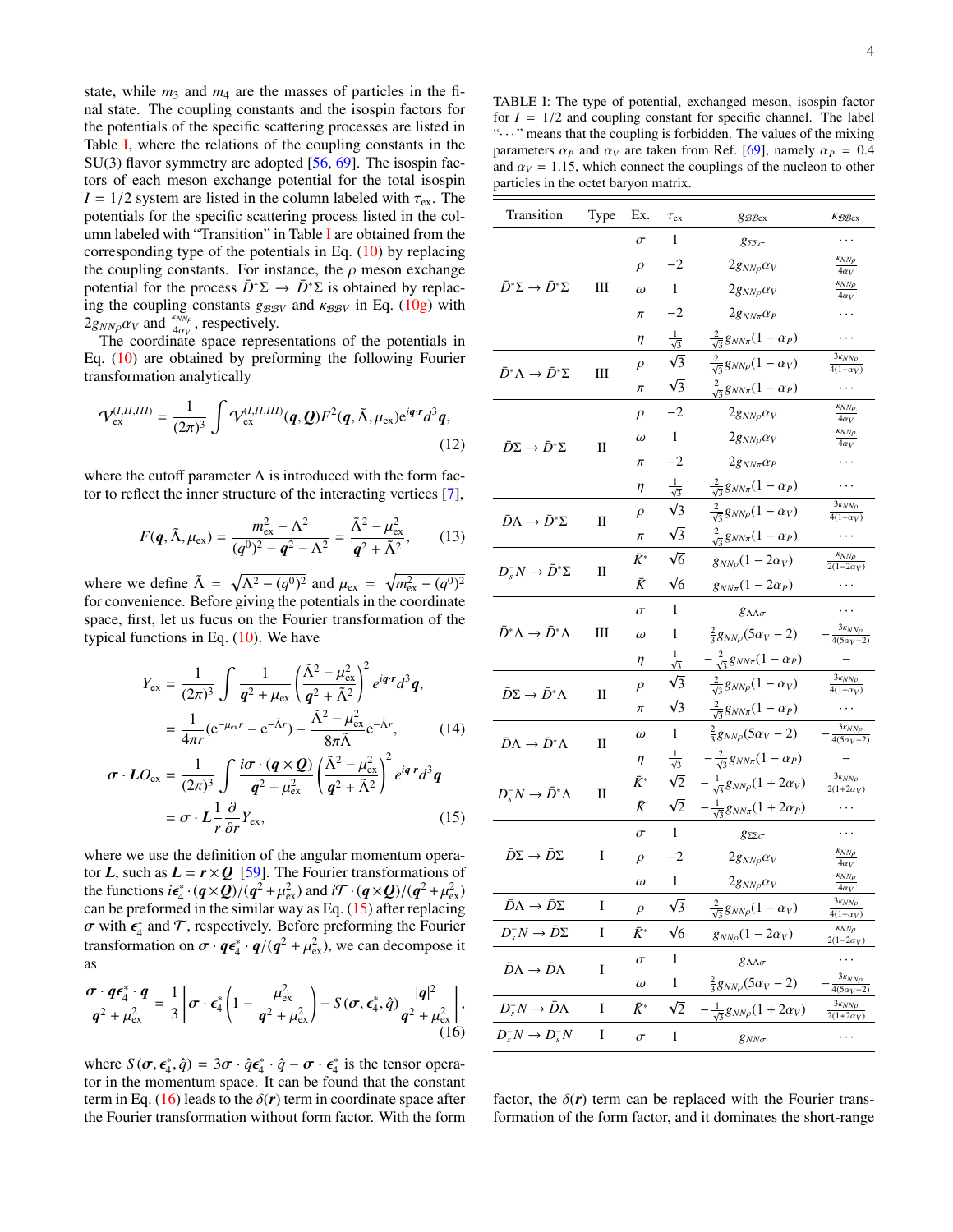state, while $m_3$ and $m_4$ are the masses of particles in the final state. The coupling constants and the isospin factors for the potentials of the specific scattering processes are listed in Table I, where the relations of the coupling constants in the SU(3) flavor symmetry are adopted [56, 69]. The isospin factors of each meson exchange potential for the total isospin $I = 1/2$ system are listed in the column labeled with $\tau_{\rm ex}$. The potentials for the specific scattering process listed in the column labeled with "Transition" in Table I are obtained from the corresponding type of the potentials in Eq. (10) by replacing the coupling constants. For instance, the $\rho$ meson exchange potential for the process $\bar{D}^*\Sigma \to \bar{D}^*\Sigma$ is obtained by replacing the coupling constants $g_{\mathcal{BB}V}$ and $\kappa_{\mathcal{BB}V}$ in Eq. (10g) with $2g_{NN\rho}\alpha_V$ and $\frac{\kappa_{NN\rho}}{4\alpha_V}$, respectively.

The coordinate space representations of the potentials in Eq. (10) are obtained by preforming the following Fourier transformation analytically

$$\mathcal{V}_{\rm ex}^{(I,II,III)} = \frac{1}{(2\pi)^3}\int \mathcal{V}_{\rm ex}^{(I,II,III)}(\boldsymbol{q},\boldsymbol{Q})F^2(\boldsymbol{q},\tilde{\Lambda},\mu_{\rm ex})e^{i\boldsymbol{q}\cdot\boldsymbol{r}}d^3\boldsymbol{q}, \tag{12}$$

where the cutoff parameter $\Lambda$ is introduced with the form factor to reflect the inner structure of the interacting vertices [7],

$$F(\boldsymbol{q},\tilde{\Lambda},\mu_{\rm ex}) = \frac{m_{\rm ex}^2 - \Lambda^2}{(q^0)^2 - \boldsymbol{q}^2 - \Lambda^2} = \frac{\tilde{\Lambda}^2 - \mu_{\rm ex}^2}{\boldsymbol{q}^2 + \tilde{\Lambda}^2}, \tag{13}$$

where we define $\tilde{\Lambda} = \sqrt{\Lambda^2 - (q^0)^2}$ and $\mu_{\rm ex} = \sqrt{m_{\rm ex}^2 - (q^0)^2}$ for convenience. Before giving the potentials in the coordinate space, first, let us fucus on the Fourier transformation of the typical functions in Eq. (10). We have

$$\begin{aligned}
Y_{\rm ex} &= \frac{1}{(2\pi)^3}\int \frac{1}{\boldsymbol{q}^2+\mu_{\rm ex}}\left(\frac{\tilde{\Lambda}^2-\mu_{\rm ex}^2}{\boldsymbol{q}^2+\tilde{\Lambda}^2}\right)^2 e^{i\boldsymbol{q}\cdot\boldsymbol{r}}d^3\boldsymbol{q},\\
&= \frac{1}{4\pi r}(e^{-\mu_{\rm ex}r} - e^{-\tilde{\Lambda}r}) - \frac{\tilde{\Lambda}^2-\mu_{\rm ex}^2}{8\pi\tilde{\Lambda}}e^{-\tilde{\Lambda}r},
\end{aligned} \tag{14}$$

$$\begin{aligned}
\boldsymbol{\sigma}\cdot\boldsymbol{L}O_{\rm ex} &= \frac{1}{(2\pi)^3}\int \frac{i\boldsymbol{\sigma}\cdot(\boldsymbol{q}\times\boldsymbol{Q})}{\boldsymbol{q}^2+\mu_{\rm ex}^2}\left(\frac{\tilde{\Lambda}^2-\mu_{\rm ex}^2}{\boldsymbol{q}^2+\tilde{\Lambda}^2}\right)^2 e^{i\boldsymbol{q}\cdot\boldsymbol{r}}d^3\boldsymbol{q}\\
&= \boldsymbol{\sigma}\cdot\boldsymbol{L}\frac{1}{r}\frac{\partial}{\partial r}Y_{\rm ex},
\end{aligned} \tag{15}$$

where we use the definition of the angular momentum operator $\boldsymbol{L}$, such as $\boldsymbol{L} = \boldsymbol{r}\times\boldsymbol{Q}$ [59]. The Fourier transformations of the functions $i\boldsymbol{\epsilon}_4^*\cdot(\boldsymbol{q}\times\boldsymbol{Q})/(\boldsymbol{q}^2+\mu_{\rm ex}^2)$ and $i\boldsymbol{\mathcal{T}}\cdot(\boldsymbol{q}\times\boldsymbol{Q})/(\boldsymbol{q}^2+\mu_{\rm ex}^2)$ can be preformed in the similar way as Eq. (15) after replacing $\boldsymbol{\sigma}$ with $\boldsymbol{\epsilon}_4^*$ and $\boldsymbol{\mathcal{T}}$, respectively. Before preforming the Fourier transformation on $\boldsymbol{\sigma}\cdot\boldsymbol{q}\boldsymbol{\epsilon}_4^*\cdot\boldsymbol{q}/(\boldsymbol{q}^2+\mu_{\rm ex}^2)$, we can decompose it as

$$\frac{\boldsymbol{\sigma}\cdot\boldsymbol{q}\boldsymbol{\epsilon}_4^*\cdot\boldsymbol{q}}{\boldsymbol{q}^2+\mu_{\rm ex}^2} = \frac{1}{3}\left[\boldsymbol{\sigma}\cdot\boldsymbol{\epsilon}_4^*\left(1-\frac{\mu_{\rm ex}^2}{\boldsymbol{q}^2+\mu_{\rm ex}^2}\right) - S(\boldsymbol{\sigma},\boldsymbol{\epsilon}_4^*,\hat{q})\frac{|\boldsymbol{q}|^2}{\boldsymbol{q}^2+\mu_{\rm ex}^2}\right], \tag{16}$$

where $S(\boldsymbol{\sigma},\boldsymbol{\epsilon}_4^*,\hat{q}) = 3\boldsymbol{\sigma}\cdot\hat{q}\boldsymbol{\epsilon}_4^*\cdot\hat{q} - \boldsymbol{\sigma}\cdot\boldsymbol{\epsilon}_4^*$ is the tensor operator in the momentum space. It can be found that the constant term in Eq. (16) leads to the $\delta(\boldsymbol{r})$ term in coordinate space after the Fourier transformation without form factor. With the form factor, the $\delta(\boldsymbol{r})$ term can be replaced with the Fourier transformation of the form factor, and it dominates the short-range

TABLE I: The type of potential, exchanged meson, isospin factor for $I = 1/2$ and coupling constant for specific channel. The label "$\cdots$" means that the coupling is forbidden. The values of the mixing parameters $\alpha_P$ and $\alpha_V$ are taken from Ref. [69], namely $\alpha_P = 0.4$ and $\alpha_V = 1.15$, which connect the couplings of the nucleon to other particles in the octet baryon matrix.

| Transition | Type | Ex. | $\tau_{\rm ex}$ | $g_{\mathcal{BB}\rm ex}$ | $\kappa_{\mathcal{BB}\rm ex}$ |
|---|---|---|---|---|---|
| $\bar{D}^*\Sigma\to\bar{D}^*\Sigma$ | III | $\sigma$ | 1 | $g_{\Sigma\Sigma\sigma}$ | $\cdots$ |
| | | $\rho$ | $-2$ | $2g_{NN\rho}\alpha_V$ | $\frac{\kappa_{NN\rho}}{4\alpha_V}$ |
| | | $\omega$ | 1 | $2g_{NN\rho}\alpha_V$ | $\frac{\kappa_{NN\rho}}{4\alpha_V}$ |
| | | $\pi$ | $-2$ | $2g_{NN\pi}\alpha_P$ | $\cdots$ |
| | | $\eta$ | $\frac{1}{\sqrt{3}}$ | $\frac{2}{\sqrt{3}}g_{NN\pi}(1-\alpha_P)$ | $\cdots$ |
| $\bar{D}^*\Lambda\to\bar{D}^*\Sigma$ | III | $\rho$ | $\sqrt{3}$ | $\frac{2}{\sqrt{3}}g_{NN\rho}(1-\alpha_V)$ | $\frac{3\kappa_{NN\rho}}{4(1-\alpha_V)}$ |
| | | $\pi$ | $\sqrt{3}$ | $\frac{2}{\sqrt{3}}g_{NN\pi}(1-\alpha_P)$ | $\cdots$ |
| $\bar{D}\Sigma\to\bar{D}^*\Sigma$ | II | $\rho$ | $-2$ | $2g_{NN\rho}\alpha_V$ | $\frac{\kappa_{NN\rho}}{4\alpha_V}$ |
| | | $\omega$ | 1 | $2g_{NN\rho}\alpha_V$ | $\frac{\kappa_{NN\rho}}{4\alpha_V}$ |
| | | $\pi$ | $-2$ | $2g_{NN\pi}\alpha_P$ | $\cdots$ |
| | | $\eta$ | $\frac{1}{\sqrt{3}}$ | $\frac{2}{\sqrt{3}}g_{NN\pi}(1-\alpha_P)$ | $\cdots$ |
| $\bar{D}\Lambda\to\bar{D}^*\Sigma$ | II | $\rho$ | $\sqrt{3}$ | $\frac{2}{\sqrt{3}}g_{NN\rho}(1-\alpha_V)$ | $\frac{3\kappa_{NN\rho}}{4(1-\alpha_V)}$ |
| | | $\pi$ | $\sqrt{3}$ | $\frac{2}{\sqrt{3}}g_{NN\pi}(1-\alpha_P)$ | $\cdots$ |
| $D_s^-N\to\bar{D}^*\Sigma$ | II | $\bar{K}^*$ | $\sqrt{6}$ | $g_{NN\rho}(1-2\alpha_V)$ | $\frac{\kappa_{NN\rho}}{2(1-2\alpha_V)}$ |
| | | $\bar{K}$ | $\sqrt{6}$ | $g_{NN\pi}(1-2\alpha_P)$ | $\cdots$ |
| $\bar{D}^*\Lambda\to\bar{D}^*\Lambda$ | III | $\sigma$ | 1 | $g_{\Lambda\Lambda\sigma}$ | $\cdots$ |
| | | $\omega$ | 1 | $\frac{2}{3}g_{NN\rho}(5\alpha_V-2)$ | $-\frac{3\kappa_{NN\rho}}{4(5\alpha_V-2)}$ |
| | | $\eta$ | $\frac{1}{\sqrt{3}}$ | $-\frac{2}{\sqrt{3}}g_{NN\pi}(1-\alpha_P)$ | $-$ |
| $\bar{D}\Sigma\to\bar{D}^*\Lambda$ | II | $\rho$ | $\sqrt{3}$ | $\frac{2}{\sqrt{3}}g_{NN\rho}(1-\alpha_V)$ | $\frac{3\kappa_{NN\rho}}{4(1-\alpha_V)}$ |
| | | $\pi$ | $\sqrt{3}$ | $\frac{2}{\sqrt{3}}g_{NN\pi}(1-\alpha_P)$ | $\cdots$ |
| $\bar{D}\Lambda\to\bar{D}^*\Lambda$ | II | $\omega$ | 1 | $\frac{2}{3}g_{NN\rho}(5\alpha_V-2)$ | $-\frac{3\kappa_{NN\rho}}{4(5\alpha_V-2)}$ |
| | | $\eta$ | $\frac{1}{\sqrt{3}}$ | $-\frac{2}{\sqrt{3}}g_{NN\pi}(1-\alpha_P)$ | $-$ |
| $D_s^-N\to\bar{D}^*\Lambda$ | II | $\bar{K}^*$ | $\sqrt{2}$ | $-\frac{1}{\sqrt{3}}g_{NN\rho}(1+2\alpha_V)$ | $\frac{3\kappa_{NN\rho}}{2(1+2\alpha_V)}$ |
| | | $\bar{K}$ | $\sqrt{2}$ | $-\frac{1}{\sqrt{3}}g_{NN\pi}(1+2\alpha_P)$ | $\cdots$ |
| $\bar{D}\Sigma\to\bar{D}\Sigma$ | I | $\sigma$ | 1 | $g_{\Sigma\Sigma\sigma}$ | $\cdots$ |
| | | $\rho$ | $-2$ | $2g_{NN\rho}\alpha_V$ | $\frac{\kappa_{NN\rho}}{4\alpha_V}$ |
| | | $\omega$ | 1 | $2g_{NN\rho}\alpha_V$ | $\frac{\kappa_{NN\rho}}{4\alpha_V}$ |
| $\bar{D}\Lambda\to\bar{D}\Sigma$ | I | $\rho$ | $\sqrt{3}$ | $\frac{2}{\sqrt{3}}g_{NN\rho}(1-\alpha_V)$ | $\frac{3\kappa_{NN\rho}}{4(1-\alpha_V)}$ |
| $D_s^-N\to\bar{D}\Sigma$ | I | $\bar{K}^*$ | $\sqrt{6}$ | $g_{NN\rho}(1-2\alpha_V)$ | $\frac{\kappa_{NN\rho}}{2(1-2\alpha_V)}$ |
| $\bar{D}\Lambda\to\bar{D}\Lambda$ | I | $\sigma$ | 1 | $g_{\Lambda\Lambda\sigma}$ | $\cdots$ |
| | | $\omega$ | 1 | $\frac{2}{3}g_{NN\rho}(5\alpha_V-2)$ | $-\frac{3\kappa_{NN\rho}}{4(5\alpha_V-2)}$ |
| $D_s^-N\to\bar{D}\Lambda$ | I | $\bar{K}^*$ | $\sqrt{2}$ | $-\frac{1}{\sqrt{3}}g_{NN\rho}(1+2\alpha_V)$ | $\frac{3\kappa_{NN\rho}}{2(1+2\alpha_V)}$ |
| $D_s^-N\to D_s^-N$ | I | $\sigma$ | 1 | $g_{NN\sigma}$ | $\cdots$ |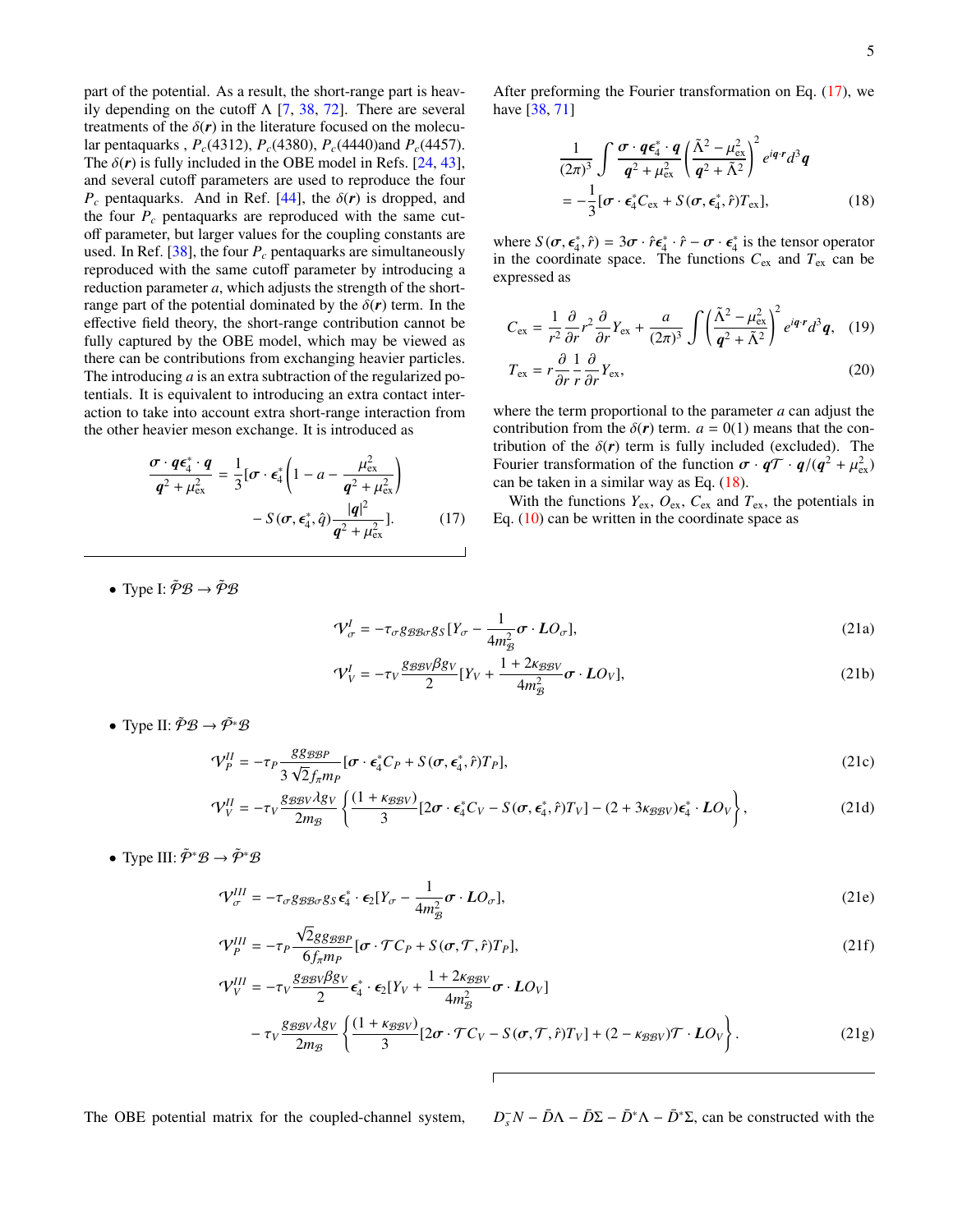part of the potential. As a result, the short-range part is heavily depending on the cutoff $\Lambda$ [7, 38, 72]. There are several treatments of the $\delta(\boldsymbol{r})$ in the literature focused on the molecular pentaquarks , $P_c(4312)$, $P_c(4380)$, $P_c(4440)$and $P_c(4457)$. The $\delta(\boldsymbol{r})$ is fully included in the OBE model in Refs. [24, 43], and several cutoff parameters are used to reproduce the four $P_c$ pentaquarks. And in Ref. [44], the $\delta(\boldsymbol{r})$ is dropped, and the four $P_c$ pentaquarks are reproduced with the same cutoff parameter, but larger values for the coupling constants are used. In Ref. [38], the four $P_c$ pentaquarks are simultaneously reproduced with the same cutoff parameter by introducing a reduction parameter $a$, which adjusts the strength of the short-range part of the potential dominated by the $\delta(\boldsymbol{r})$ term. In the effective field theory, the short-range contribution cannot be fully captured by the OBE model, which may be viewed as there can be contributions from exchanging heavier particles. The introducing $a$ is an extra subtraction of the regularized potentials. It is equivalent to introducing an extra contact interaction to take into account extra short-range interaction from the other heavier meson exchange. It is introduced as

$$\frac{\boldsymbol{\sigma}\cdot\boldsymbol{q}\boldsymbol{\epsilon}_4^*\cdot\boldsymbol{q}}{\boldsymbol{q}^2+\mu_{\rm ex}^2} = \frac{1}{3}[\boldsymbol{\sigma}\cdot\boldsymbol{\epsilon}_4^*\left(1-a-\frac{\mu_{\rm ex}^2}{\boldsymbol{q}^2+\mu_{\rm ex}^2}\right) - S(\boldsymbol{\sigma},\boldsymbol{\epsilon}_4^*,\hat{q})\frac{|\boldsymbol{q}|^2}{\boldsymbol{q}^2+\mu_{\rm ex}^2}]. \quad (17)$$

After preforming the Fourier transformation on Eq. (17), we have [38, 71]

$$\frac{1}{(2\pi)^3}\int\frac{\boldsymbol{\sigma}\cdot\boldsymbol{q}\boldsymbol{\epsilon}_4^*\cdot\boldsymbol{q}}{\boldsymbol{q}^2+\mu_{\rm ex}^2}\left(\frac{\tilde{\Lambda}^2-\mu_{\rm ex}^2}{\boldsymbol{q}^2+\tilde{\Lambda}^2}\right)^2 e^{i\boldsymbol{q}\cdot\boldsymbol{r}}d^3\boldsymbol{q} = -\frac{1}{3}[\boldsymbol{\sigma}\cdot\boldsymbol{\epsilon}_4^*C_{\rm ex}+S(\boldsymbol{\sigma},\boldsymbol{\epsilon}_4^*,\hat{r})T_{\rm ex}], \quad (18)$$

where $S(\boldsymbol{\sigma},\boldsymbol{\epsilon}_4^*,\hat{r}) = 3\boldsymbol{\sigma}\cdot\hat{r}\boldsymbol{\epsilon}_4^*\cdot\hat{r}-\boldsymbol{\sigma}\cdot\boldsymbol{\epsilon}_4^*$ is the tensor operator in the coordinate space. The functions $C_{\rm ex}$ and $T_{\rm ex}$ can be expressed as

$$C_{\rm ex} = \frac{1}{r^2}\frac{\partial}{\partial r}r^2\frac{\partial}{\partial r}Y_{\rm ex}+\frac{a}{(2\pi)^3}\int\left(\frac{\tilde{\Lambda}^2-\mu_{\rm ex}^2}{\boldsymbol{q}^2+\tilde{\Lambda}^2}\right)^2 e^{i\boldsymbol{q}\cdot\boldsymbol{r}}d^3\boldsymbol{q}, \quad (19)$$

$$T_{\rm ex} = r\frac{\partial}{\partial r}\frac{1}{r}\frac{\partial}{\partial r}Y_{\rm ex}, \quad (20)$$

where the term proportional to the parameter $a$ can adjust the contribution from the $\delta(\boldsymbol{r})$ term. $a=0(1)$ means that the contribution of the $\delta(\boldsymbol{r})$ term is fully included (excluded). The Fourier transformation of the function $\boldsymbol{\sigma}\cdot\boldsymbol{q}\mathcal{T}\cdot\boldsymbol{q}/(\boldsymbol{q}^2+\mu_{\rm ex}^2)$ can be taken in a similar way as Eq. (18).

With the functions $Y_{\rm ex}$, $O_{\rm ex}$, $C_{\rm ex}$ and $T_{\rm ex}$, the potentials in Eq. (10) can be written in the coordinate space as

- Type I: $\tilde{\mathcal{P}}\mathcal{B}\to\tilde{\mathcal{P}}\mathcal{B}$

$$\mathcal{V}_\sigma^I = -\tau_\sigma g_{\mathcal{B}\mathcal{B}\sigma}g_S[Y_\sigma-\frac{1}{4m_{\mathcal{B}}^2}\boldsymbol{\sigma}\cdot\boldsymbol{L}O_\sigma], \quad (21a)$$

$$\mathcal{V}_V^I = -\tau_V\frac{g_{\mathcal{B}\mathcal{B}V}\beta g_V}{2}[Y_V+\frac{1+2\kappa_{\mathcal{B}\mathcal{B}V}}{4m_{\mathcal{B}}^2}\boldsymbol{\sigma}\cdot\boldsymbol{L}O_V], \quad (21b)$$

- Type II: $\tilde{\mathcal{P}}\mathcal{B}\to\tilde{\mathcal{P}}^*\mathcal{B}$

$$\mathcal{V}_P^{II} = -\tau_P\frac{gg_{\mathcal{B}\mathcal{B}P}}{3\sqrt{2}f_\pi m_P}[\boldsymbol{\sigma}\cdot\boldsymbol{\epsilon}_4^*C_P+S(\boldsymbol{\sigma},\boldsymbol{\epsilon}_4^*,\hat{r})T_P], \quad (21c)$$

$$\mathcal{V}_V^{II} = -\tau_V\frac{g_{\mathcal{B}\mathcal{B}V}\lambda g_V}{2m_{\mathcal{B}}}\left\{\frac{(1+\kappa_{\mathcal{B}\mathcal{B}V})}{3}[2\boldsymbol{\sigma}\cdot\boldsymbol{\epsilon}_4^*C_V-S(\boldsymbol{\sigma},\boldsymbol{\epsilon}_4^*,\hat{r})T_V]-(2+3\kappa_{\mathcal{B}\mathcal{B}V})\boldsymbol{\epsilon}_4^*\cdot\boldsymbol{L}O_V\right\}, \quad (21d)$$

- Type III: $\tilde{\mathcal{P}}^*\mathcal{B}\to\tilde{\mathcal{P}}^*\mathcal{B}$

$$\mathcal{V}_\sigma^{III} = -\tau_\sigma g_{\mathcal{B}\mathcal{B}\sigma}g_S\boldsymbol{\epsilon}_4^*\cdot\boldsymbol{\epsilon}_2[Y_\sigma-\frac{1}{4m_{\mathcal{B}}^2}\boldsymbol{\sigma}\cdot\boldsymbol{L}O_\sigma], \quad (21e)$$

$$\mathcal{V}_P^{III} = -\tau_P\frac{\sqrt{2}gg_{\mathcal{B}\mathcal{B}P}}{6f_\pi m_P}[\boldsymbol{\sigma}\cdot\mathcal{T}C_P+S(\boldsymbol{\sigma},\mathcal{T},\hat{r})T_P], \quad (21f)$$

$$\mathcal{V}_V^{III} = -\tau_V\frac{g_{\mathcal{B}\mathcal{B}V}\beta g_V}{2}\boldsymbol{\epsilon}_4^*\cdot\boldsymbol{\epsilon}_2[Y_V+\frac{1+2\kappa_{\mathcal{B}\mathcal{B}V}}{4m_{\mathcal{B}}^2}\boldsymbol{\sigma}\cdot\boldsymbol{L}O_V] - \tau_V\frac{g_{\mathcal{B}\mathcal{B}V}\lambda g_V}{2m_{\mathcal{B}}}\left\{\frac{(1+\kappa_{\mathcal{B}\mathcal{B}V})}{3}[2\boldsymbol{\sigma}\cdot\mathcal{T}C_V-S(\boldsymbol{\sigma},\mathcal{T},\hat{r})T_V]+(2-\kappa_{\mathcal{B}\mathcal{B}V})\mathcal{T}\cdot\boldsymbol{L}O_V\right\}. \quad (21g)$$

The OBE potential matrix for the coupled-channel system, $D_s^-N-\bar{D}\Lambda-\bar{D}\Sigma-\bar{D}^*\Lambda-\bar{D}^*\Sigma$, can be constructed with the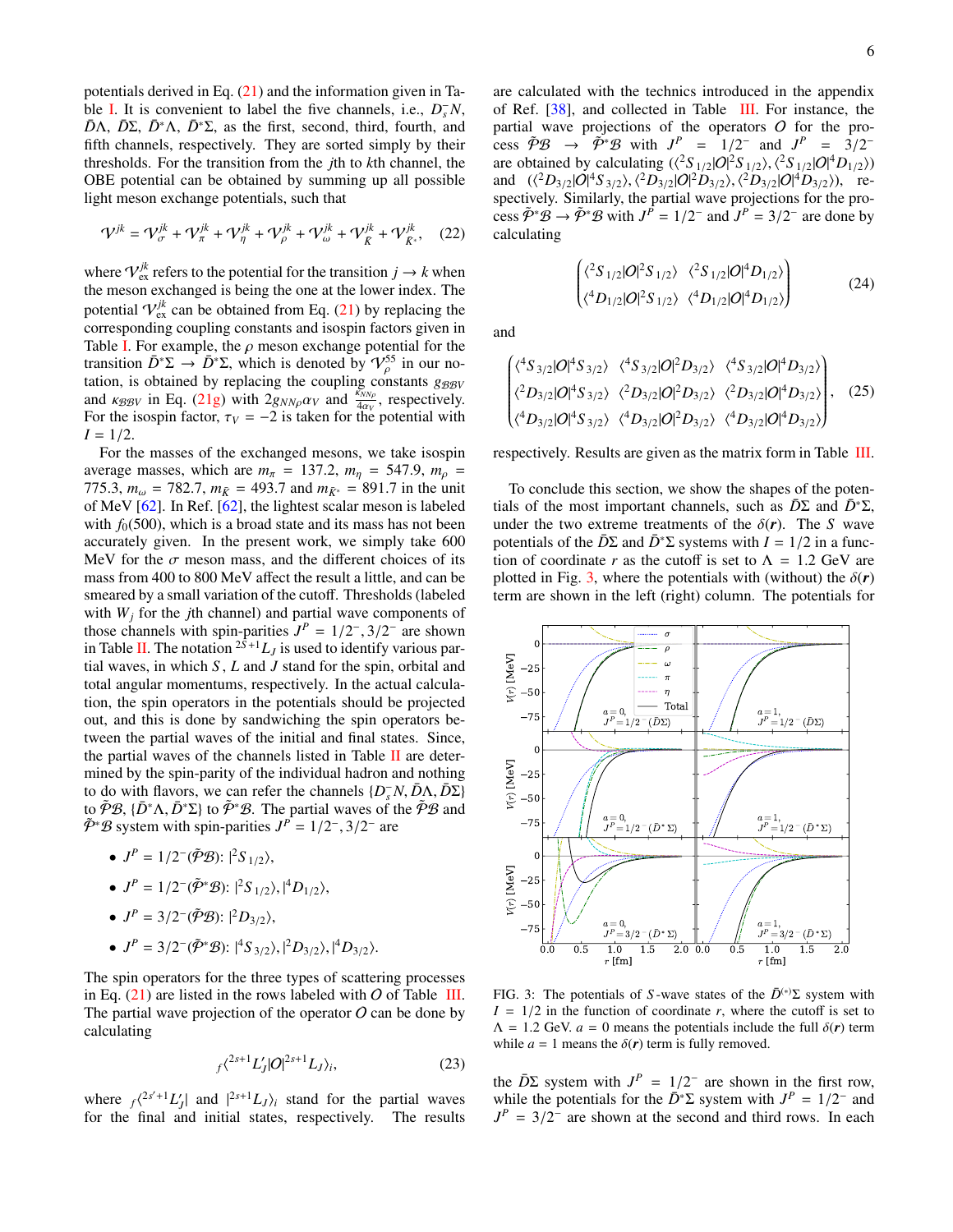potentials derived in Eq. (21) and the information given in Table I. It is convenient to label the five channels, i.e., $D_s^- N$, $\bar{D}\Lambda$, $\bar{D}\Sigma$, $\bar{D}^*\Lambda$, $\bar{D}^*\Sigma$, as the first, second, third, fourth, and fifth channels, respectively. They are sorted simply by their thresholds. For the transition from the $j$th to $k$th channel, the OBE potential can be obtained by summing up all possible light meson exchange potentials, such that

$$\mathcal{V}^{jk} = \mathcal{V}^{jk}_\sigma + \mathcal{V}^{jk}_\pi + \mathcal{V}^{jk}_\eta + \mathcal{V}^{jk}_\rho + \mathcal{V}^{jk}_\omega + \mathcal{V}^{jk}_{\bar{K}} + \mathcal{V}^{jk}_{\bar{K}^*}, \quad (22)$$

where $\mathcal{V}^{jk}_{\rm ex}$ refers to the potential for the transition $j \to k$ when the meson exchanged is being the one at the lower index. The potential $\mathcal{V}^{jk}_{\rm ex}$ can be obtained from Eq. (21) by replacing the corresponding coupling constants and isospin factors given in Table I. For example, the $\rho$ meson exchange potential for the transition $\bar{D}^*\Sigma \to \bar{D}^*\Sigma$, which is denoted by $\mathcal{V}^{55}_\rho$ in our notation, is obtained by replacing the coupling constants $g_{\mathcal{BBV}}$ and $\kappa_{\mathcal{BBV}}$ in Eq. (21g) with $2g_{NN\rho}\alpha_V$ and $\frac{\kappa_{NN\rho}}{4\alpha_V}$, respectively. For the isospin factor, $\tau_V = -2$ is taken for the potential with $I = 1/2$.

For the masses of the exchanged mesons, we take isospin average masses, which are $m_\pi = 137.2$, $m_\eta = 547.9$, $m_\rho = 775.3$, $m_\omega = 782.7$, $m_{\bar{K}} = 493.7$ and $m_{\bar{K}^*} = 891.7$ in the unit of MeV [62]. In Ref. [62], the lightest scalar meson is labeled with $f_0(500)$, which is a broad state and its mass has not been accurately given. In the present work, we simply take 600 MeV for the $\sigma$ meson mass, and the different choices of its mass from 400 to 800 MeV affect the result a little, and can be smeared by a small variation of the cutoff. Thresholds (labeled with $W_j$ for the $j$th channel) and partial wave components of those channels with spin-parities $J^P = 1/2^-, 3/2^-$ are shown in Table II. The notation $^{2S+1}L_J$ is used to identify various partial waves, in which $S$, $L$ and $J$ stand for the spin, orbital and total angular momentums, respectively. In the actual calculation, the spin operators in the potentials should be projected out, and this is done by sandwiching the spin operators between the partial waves of the initial and final states. Since, the partial waves of the channels listed in Table II are determined by the spin-parity of the individual hadron and nothing to do with flavors, we can refer the channels $\{D_s^- N, \bar{D}\Lambda, \bar{D}\Sigma\}$ to $\tilde{\mathcal{P}}\mathcal{B}$, $\{\bar{D}^*\Lambda, \bar{D}^*\Sigma\}$ to $\tilde{\mathcal{P}}^*\mathcal{B}$. The partial waves of the $\tilde{\mathcal{P}}\mathcal{B}$ and $\tilde{\mathcal{P}}^*\mathcal{B}$ system with spin-parities $J^P = 1/2^-, 3/2^-$ are

- $J^P = 1/2^-(\tilde{\mathcal{P}}\mathcal{B})$: $|^2S_{1/2}\rangle$,
- $J^P = 1/2^-(\tilde{\mathcal{P}}^*\mathcal{B})$: $|^2S_{1/2}\rangle, |^4D_{1/2}\rangle$,
- $J^P = 3/2^-(\tilde{\mathcal{P}}\mathcal{B})$: $|^2D_{3/2}\rangle$,
- $J^P = 3/2^-(\tilde{\mathcal{P}}^*\mathcal{B})$: $|^4S_{3/2}\rangle, |^2D_{3/2}\rangle, |^4D_{3/2}\rangle$.

The spin operators for the three types of scattering processes in Eq. (21) are listed in the rows labeled with $O$ of Table III. The partial wave projection of the operator $O$ can be done by calculating

$$_f\langle^{2s+1}L'_J|O|^{2s+1}L_J\rangle_i, \quad (23)$$

where $_f\langle^{2s'+1}L'_J|$ and $|^{2s+1}L_J\rangle_i$ stand for the partial waves for the final and initial states, respectively. The results are calculated with the technics introduced in the appendix of Ref. [38], and collected in Table III. For instance, the partial wave projections of the operators $O$ for the process $\tilde{\mathcal{P}}\mathcal{B} \to \tilde{\mathcal{P}}^*\mathcal{B}$ with $J^P = 1/2^-$ and $J^P = 3/2^-$ are obtained by calculating $(\langle^2S_{1/2}|O|^2S_{1/2}\rangle, \langle^2S_{1/2}|O|^4D_{1/2}\rangle)$ and $(\langle^2D_{3/2}|O|^4S_{3/2}\rangle, \langle^2D_{3/2}|O|^2D_{3/2}\rangle, \langle^2D_{3/2}|O|^4D_{3/2}\rangle)$, respectively. Similarly, the partial wave projections for the process $\tilde{\mathcal{P}}^*\mathcal{B} \to \tilde{\mathcal{P}}^*\mathcal{B}$ with $J^P = 1/2^-$ and $J^P = 3/2^-$ are done by calculating

$$\begin{pmatrix} \langle^2S_{1/2}|O|^2S_{1/2}\rangle & \langle^2S_{1/2}|O|^4D_{1/2}\rangle \\ \langle^4D_{1/2}|O|^2S_{1/2}\rangle & \langle^4D_{1/2}|O|^4D_{1/2}\rangle \end{pmatrix} \quad (24)$$

and

$$\begin{pmatrix} \langle^4S_{3/2}|O|^4S_{3/2}\rangle & \langle^4S_{3/2}|O|^2D_{3/2}\rangle & \langle^4S_{3/2}|O|^4D_{3/2}\rangle \\ \langle^2D_{3/2}|O|^4S_{3/2}\rangle & \langle^2D_{3/2}|O|^2D_{3/2}\rangle & \langle^2D_{3/2}|O|^4D_{3/2}\rangle \\ \langle^4D_{3/2}|O|^4S_{3/2}\rangle & \langle^4D_{3/2}|O|^2D_{3/2}\rangle & \langle^4D_{3/2}|O|^4D_{3/2}\rangle \end{pmatrix}, \quad (25)$$

respectively. Results are given as the matrix form in Table III.

To conclude this section, we show the shapes of the potentials of the most important channels, such as $\bar{D}\Sigma$ and $\bar{D}^*\Sigma$, under the two extreme treatments of the $\delta(\boldsymbol{r})$. The $S$ wave potentials of the $\bar{D}\Sigma$ and $\bar{D}^*\Sigma$ systems with $I = 1/2$ in a function of coordinate $r$ as the cutoff is set to $\Lambda = 1.2$ GeV are plotted in Fig. 3, where the potentials with (without) the $\delta(\boldsymbol{r})$ term are shown in the left (right) column. The potentials for the $\bar{D}\Sigma$ system with $J^P = 1/2^-$ are shown in the first row, while the potentials for the $\bar{D}^*\Sigma$ system with $J^P = 1/2^-$ and $J^P = 3/2^-$ are shown at the second and third rows. In each

σ
ρ
ω
π
η
Total
V(r) [MeV]
0
−25
−50
−75
a = 0,
$J^P = 1/2^-$ ($\bar{D}\Sigma$)
a = 1,
$J^P = 1/2^-$ ($\bar{D}\Sigma$)
a = 0,
$J^P = 1/2^-$ ($\bar{D}^*\Sigma$)
a = 1,
$J^P = 1/2^-$ ($\bar{D}^*\Sigma$)
a = 0,
$J^P = 3/2^-$ ($\bar{D}^*\Sigma$)
a = 1,
$J^P = 3/2^-$ ($\bar{D}^*\Sigma$)
0.0 0.5 1.0 1.5 2.0
r [fm]

FIG. 3: The potentials of $S$-wave states of the $\bar{D}^{(*)}\Sigma$ system with $I = 1/2$ in the function of coordinate $r$, where the cutoff is set to $\Lambda = 1.2$ GeV. $a = 0$ means the potentials include the full $\delta(\boldsymbol{r})$ term while $a = 1$ means the $\delta(\boldsymbol{r})$ term is fully removed.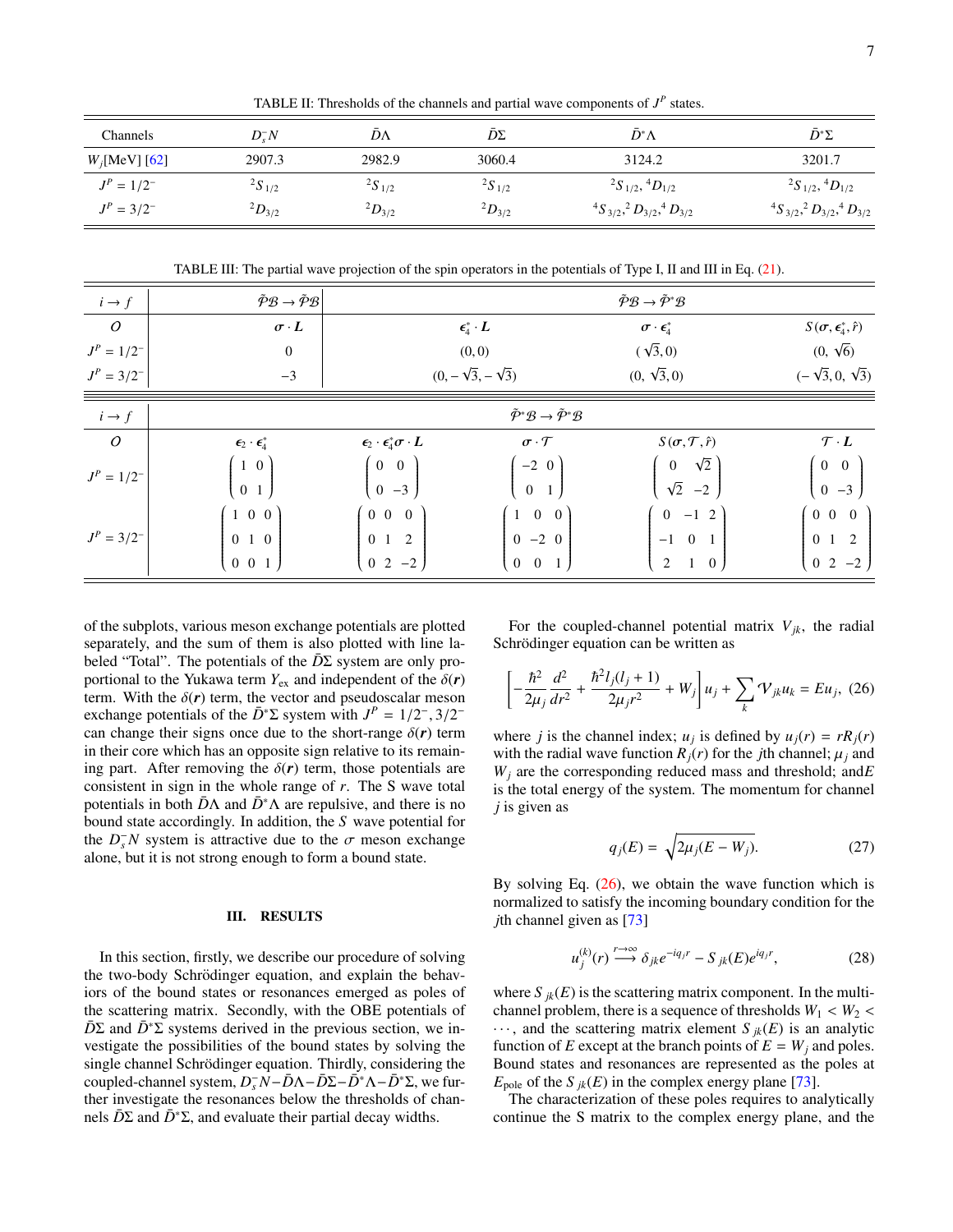TABLE II: Thresholds of the channels and partial wave components of $J^P$ states.

| Channels | $D_s^- N$ | $\bar{D}\Lambda$ | $\bar{D}\Sigma$ | $\bar{D}^*\Lambda$ | $\bar{D}^*\Sigma$ |
|---|---|---|---|---|---|
| $W_j$[MeV] [62] | 2907.3 | 2982.9 | 3060.4 | 3124.2 | 3201.7 |
| $J^P = 1/2^-$ | ${}^2S_{1/2}$ | ${}^2S_{1/2}$ | ${}^2S_{1/2}$ | ${}^2S_{1/2}, {}^4D_{1/2}$ | ${}^2S_{1/2}, {}^4D_{1/2}$ |
| $J^P = 3/2^-$ | ${}^2D_{3/2}$ | ${}^2D_{3/2}$ | ${}^2D_{3/2}$ | ${}^4S_{3/2}, {}^2D_{3/2}, {}^4D_{3/2}$ | ${}^4S_{3/2}, {}^2D_{3/2}, {}^4D_{3/2}$ |

TABLE III: The partial wave projection of the spin operators in the potentials of Type I, II and III in Eq. (21).

| $i \to f$ | $\tilde{\mathcal{P}}\mathcal{B} \to \tilde{\mathcal{P}}\mathcal{B}$ | $\tilde{\mathcal{P}}\mathcal{B} \to \tilde{\mathcal{P}}^*\mathcal{B}$ | | |
|---|---|---|---|---|
| $O$ | $\boldsymbol{\sigma} \cdot \boldsymbol{L}$ | $\boldsymbol{\epsilon}_4^* \cdot \boldsymbol{L}$ | $\boldsymbol{\sigma} \cdot \boldsymbol{\epsilon}_4^*$ | $S(\boldsymbol{\sigma}, \boldsymbol{\epsilon}_4^*, \hat{r})$ |
| $J^P = 1/2^-$ | $0$ | $(0, 0)$ | $(\sqrt{3}, 0)$ | $(0, \sqrt{6})$ |
| $J^P = 3/2^-$ | $-3$ | $(0, -\sqrt{3}, -\sqrt{3})$ | $(0, \sqrt{3}, 0)$ | $(-\sqrt{3}, 0, \sqrt{3})$ |

| $i \to f$ | $\tilde{\mathcal{P}}^*\mathcal{B} \to \tilde{\mathcal{P}}^*\mathcal{B}$ | | | | |
|---|---|---|---|---|---|
| $O$ | $\boldsymbol{\epsilon}_2 \cdot \boldsymbol{\epsilon}_4^*$ | $\boldsymbol{\epsilon}_2 \cdot \boldsymbol{\epsilon}_4^* \boldsymbol{\sigma} \cdot \boldsymbol{L}$ | $\boldsymbol{\sigma} \cdot \boldsymbol{\mathcal{T}}$ | $S(\boldsymbol{\sigma}, \boldsymbol{\mathcal{T}}, \hat{r})$ | $\boldsymbol{\mathcal{T}} \cdot \boldsymbol{L}$ |
| $J^P = 1/2^-$ | $\begin{pmatrix} 1 & 0 \\ 0 & 1 \end{pmatrix}$ | $\begin{pmatrix} 0 & 0 \\ 0 & -3 \end{pmatrix}$ | $\begin{pmatrix} -2 & 0 \\ 0 & 1 \end{pmatrix}$ | $\begin{pmatrix} 0 & \sqrt{2} \\ \sqrt{2} & -2 \end{pmatrix}$ | $\begin{pmatrix} 0 & 0 \\ 0 & -3 \end{pmatrix}$ |
| $J^P = 3/2^-$ | $\begin{pmatrix} 1 & 0 & 0 \\ 0 & 1 & 0 \\ 0 & 0 & 1 \end{pmatrix}$ | $\begin{pmatrix} 0 & 0 & 0 \\ 0 & 1 & 2 \\ 0 & 2 & -2 \end{pmatrix}$ | $\begin{pmatrix} 1 & 0 & 0 \\ 0 & -2 & 0 \\ 0 & 0 & 1 \end{pmatrix}$ | $\begin{pmatrix} 0 & -1 & 2 \\ -1 & 0 & 1 \\ 2 & 1 & 0 \end{pmatrix}$ | $\begin{pmatrix} 0 & 0 & 0 \\ 0 & 1 & 2 \\ 0 & 2 & -2 \end{pmatrix}$ |

of the subplots, various meson exchange potentials are plotted separately, and the sum of them is also plotted with line labeled "Total". The potentials of the $\bar{D}\Sigma$ system are only proportional to the Yukawa term $Y_{\rm ex}$ and independent of the $\delta(\boldsymbol{r})$ term. With the $\delta(\boldsymbol{r})$ term, the vector and pseudoscalar meson exchange potentials of the $\bar{D}^*\Sigma$ system with $J^P = 1/2^-, 3/2^-$ can change their signs once due to the short-range $\delta(\boldsymbol{r})$ term in their core which has an opposite sign relative to its remaining part. After removing the $\delta(\boldsymbol{r})$ term, those potentials are consistent in sign in the whole range of $r$. The S wave total potentials in both $\bar{D}\Lambda$ and $\bar{D}^*\Lambda$ are repulsive, and there is no bound state accordingly. In addition, the $S$ wave potential for the $D_s^- N$ system is attractive due to the $\sigma$ meson exchange alone, but it is not strong enough to form a bound state.

## III. RESULTS

In this section, firstly, we describe our procedure of solving the two-body Schrödinger equation, and explain the behaviors of the bound states or resonances emerged as poles of the scattering matrix. Secondly, with the OBE potentials of $\bar{D}\Sigma$ and $\bar{D}^*\Sigma$ systems derived in the previous section, we investigate the possibilities of the bound states by solving the single channel Schrödinger equation. Thirdly, considering the coupled-channel system, $D_s^- N$–$\bar{D}\Lambda$–$\bar{D}\Sigma$–$\bar{D}^*\Lambda$–$\bar{D}^*\Sigma$, we further investigate the resonances below the thresholds of channels $\bar{D}\Sigma$ and $\bar{D}^*\Sigma$, and evaluate their partial decay widths.

For the coupled-channel potential matrix $V_{jk}$, the radial Schrödinger equation can be written as

$$\left[-\frac{\hbar^2}{2\mu_j}\frac{d^2}{dr^2} + \frac{\hbar^2 l_j(l_j+1)}{2\mu_j r^2} + W_j\right]u_j + \sum_k \mathcal{V}_{jk}u_k = Eu_j, \quad (26)$$

where $j$ is the channel index; $u_j$ is defined by $u_j(r) = rR_j(r)$ with the radial wave function $R_j(r)$ for the $j$th channel; $\mu_j$ and $W_j$ are the corresponding reduced mass and threshold; and$E$ is the total energy of the system. The momentum for channel $j$ is given as

$$q_j(E) = \sqrt{2\mu_j(E - W_j)}. \quad (27)$$

By solving Eq. (26), we obtain the wave function which is normalized to satisfy the incoming boundary condition for the $j$th channel given as [73]

$$u_j^{(k)}(r) \xrightarrow{r\to\infty} \delta_{jk}e^{-iq_j r} - S_{jk}(E)e^{iq_j r}, \quad (28)$$

where $S_{jk}(E)$ is the scattering matrix component. In the multi-channel problem, there is a sequence of thresholds $W_1 < W_2 < \cdots$, and the scattering matrix element $S_{jk}(E)$ is an analytic function of $E$ except at the branch points of $E = W_j$ and poles. Bound states and resonances are represented as the poles at $E_{\rm pole}$ of the $S_{jk}(E)$ in the complex energy plane [73].

The characterization of these poles requires to analytically continue the S matrix to the complex energy plane, and the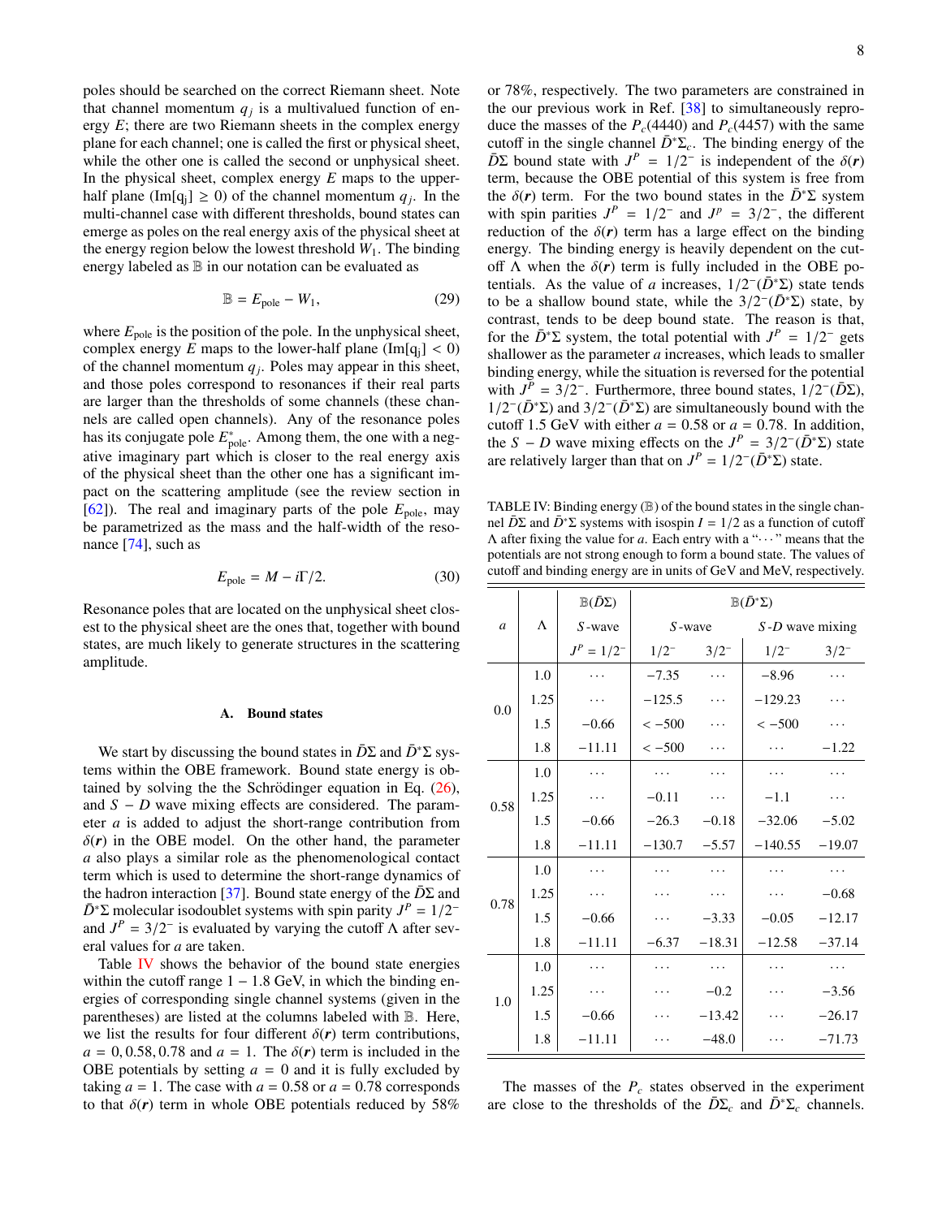poles should be searched on the correct Riemann sheet. Note that channel momentum $q_j$ is a multivalued function of energy $E$; there are two Riemann sheets in the complex energy plane for each channel; one is called the first or physical sheet, while the other one is called the second or unphysical sheet. In the physical sheet, complex energy $E$ maps to the upper-half plane ($\text{Im}[q_j] \geq 0$) of the channel momentum $q_j$. In the multi-channel case with different thresholds, bound states can emerge as poles on the real energy axis of the physical sheet at the energy region below the lowest threshold $W_1$. The binding energy labeled as $\mathbb{B}$ in our notation can be evaluated as

$$\mathbb{B} = E_{\text{pole}} - W_1, \tag{29}$$

where $E_{\text{pole}}$ is the position of the pole. In the unphysical sheet, complex energy $E$ maps to the lower-half plane ($\text{Im}[q_j] < 0$) of the channel momentum $q_j$. Poles may appear in this sheet, and those poles correspond to resonances if their real parts are larger than the thresholds of some channels (these channels are called open channels). Any of the resonance poles has its conjugate pole $E^*_{\text{pole}}$. Among them, the one with a negative imaginary part which is closer to the real energy axis of the physical sheet than the other one has a significant impact on the scattering amplitude (see the review section in [62]). The real and imaginary parts of the pole $E_{\text{pole}}$, may be parametrized as the mass and the half-width of the resonance [74], such as

$$E_{\text{pole}} = M - i\Gamma/2. \tag{30}$$

Resonance poles that are located on the unphysical sheet closest to the physical sheet are the ones that, together with bound states, are much likely to generate structures in the scattering amplitude.

### A. Bound states

We start by discussing the bound states in $\bar{D}\Sigma$ and $\bar{D}^*\Sigma$ systems within the OBE framework. Bound state energy is obtained by solving the the Schrödinger equation in Eq. (26), and $S-D$ wave mixing effects are considered. The parameter $a$ is added to adjust the short-range contribution from $\delta(\boldsymbol{r})$ in the OBE model. On the other hand, the parameter $a$ also plays a similar role as the phenomenological contact term which is used to determine the short-range dynamics of the hadron interaction [37]. Bound state energy of the $\bar{D}\Sigma$ and $\bar{D}^*\Sigma$ molecular isodoublet systems with spin parity $J^P = 1/2^-$ and $J^P = 3/2^-$ is evaluated by varying the cutoff $\Lambda$ after several values for $a$ are taken.

Table IV shows the behavior of the bound state energies within the cutoff range $1 - 1.8$ GeV, in which the binding energies of corresponding single channel systems (given in the parentheses) are listed at the columns labeled with $\mathbb{B}$. Here, we list the results for four different $\delta(\boldsymbol{r})$ term contributions, $a = 0, 0.58, 0.78$ and $a = 1$. The $\delta(\boldsymbol{r})$ term is included in the OBE potentials by setting $a = 0$ and it is fully excluded by taking $a = 1$. The case with $a = 0.58$ or $a = 0.78$ corresponds to that $\delta(\boldsymbol{r})$ term in whole OBE potentials reduced by 58% or 78%, respectively. The two parameters are constrained in the our previous work in Ref. [38] to simultaneously reproduce the masses of the $P_c(4440)$ and $P_c(4457)$ with the same cutoff in the single channel $\bar{D}^*\Sigma_c$. The binding energy of the $\bar{D}\Sigma$ bound state with $J^P = 1/2^-$ is independent of the $\delta(\boldsymbol{r})$ term, because the OBE potential of this system is free from the $\delta(\boldsymbol{r})$ term. For the two bound states in the $\bar{D}^*\Sigma$ system with spin parities $J^P = 1/2^-$ and $J^p = 3/2^-$, the different reduction of the $\delta(\boldsymbol{r})$ term has a large effect on the binding energy. The binding energy is heavily dependent on the cutoff $\Lambda$ when the $\delta(\boldsymbol{r})$ term is fully included in the OBE potentials. As the value of $a$ increases, $1/2^-(\bar{D}^*\Sigma)$ state tends to be a shallow bound state, while the $3/2^-(\bar{D}^*\Sigma)$ state, by contrast, tends to be deep bound state. The reason is that, for the $\bar{D}^*\Sigma$ system, the total potential with $J^P = 1/2^-$ gets shallower as the parameter $a$ increases, which leads to smaller binding energy, while the situation is reversed for the potential with $J^P = 3/2^-$. Furthermore, three bound states, $1/2^-(\bar{D}\Sigma)$, $1/2^-(\bar{D}^*\Sigma)$ and $3/2^-(\bar{D}^*\Sigma)$ are simultaneously bound with the cutoff 1.5 GeV with either $a = 0.58$ or $a = 0.78$. In addition, the $S-D$ wave mixing effects on the $J^P = 3/2^-(\bar{D}^*\Sigma)$ state are relatively larger than that on $J^P = 1/2^-(\bar{D}^*\Sigma)$ state.

TABLE IV: Binding energy ($\mathbb{B}$) of the bound states in the single channel $\bar{D}\Sigma$ and $\bar{D}^*\Sigma$ systems with isospin $I = 1/2$ as a function of cutoff $\Lambda$ after fixing the value for $a$. Each entry with a "$\cdots$" means that the potentials are not strong enough to form a bound state. The values of cutoff and binding energy are in units of GeV and MeV, respectively.

| $a$ | $\Lambda$ | $\mathbb{B}(\bar{D}\Sigma)$ | $\mathbb{B}(\bar{D}^*\Sigma)$ | | | |
|---|---|---|---|---|---|---|
| | | $S$-wave | $S$-wave | | $S$-$D$ wave mixing | |
| | | $J^P = 1/2^-$ | $1/2^-$ | $3/2^-$ | $1/2^-$ | $3/2^-$ |
| 0.0 | 1.0 | $\cdots$ | $-7.35$ | $\cdots$ | $-8.96$ | $\cdots$ |
| | 1.25 | $\cdots$ | $-125.5$ | $\cdots$ | $-129.23$ | $\cdots$ |
| | 1.5 | $-0.66$ | $< -500$ | $\cdots$ | $< -500$ | $\cdots$ |
| | 1.8 | $-11.11$ | $< -500$ | $\cdots$ | $\cdots$ | $-1.22$ |
| 0.58 | 1.0 | $\cdots$ | $\cdots$ | $\cdots$ | $\cdots$ | $\cdots$ |
| | 1.25 | $\cdots$ | $-0.11$ | $\cdots$ | $-1.1$ | $\cdots$ |
| | 1.5 | $-0.66$ | $-26.3$ | $-0.18$ | $-32.06$ | $-5.02$ |
| | 1.8 | $-11.11$ | $-130.7$ | $-5.57$ | $-140.55$ | $-19.07$ |
| 0.78 | 1.0 | $\cdots$ | $\cdots$ | $\cdots$ | $\cdots$ | $\cdots$ |
| | 1.25 | $\cdots$ | $\cdots$ | $\cdots$ | $\cdots$ | $-0.68$ |
| | 1.5 | $-0.66$ | $\cdots$ | $-3.33$ | $-0.05$ | $-12.17$ |
| | 1.8 | $-11.11$ | $-6.37$ | $-18.31$ | $-12.58$ | $-37.14$ |
| 1.0 | 1.0 | $\cdots$ | $\cdots$ | $\cdots$ | $\cdots$ | $\cdots$ |
| | 1.25 | $\cdots$ | $\cdots$ | $-0.2$ | $\cdots$ | $-3.56$ |
| | 1.5 | $-0.66$ | $\cdots$ | $-13.42$ | $\cdots$ | $-26.17$ |
| | 1.8 | $-11.11$ | $\cdots$ | $-48.0$ | $\cdots$ | $-71.73$ |

The masses of the $P_c$ states observed in the experiment are close to the thresholds of the $\bar{D}\Sigma_c$ and $\bar{D}^*\Sigma_c$ channels.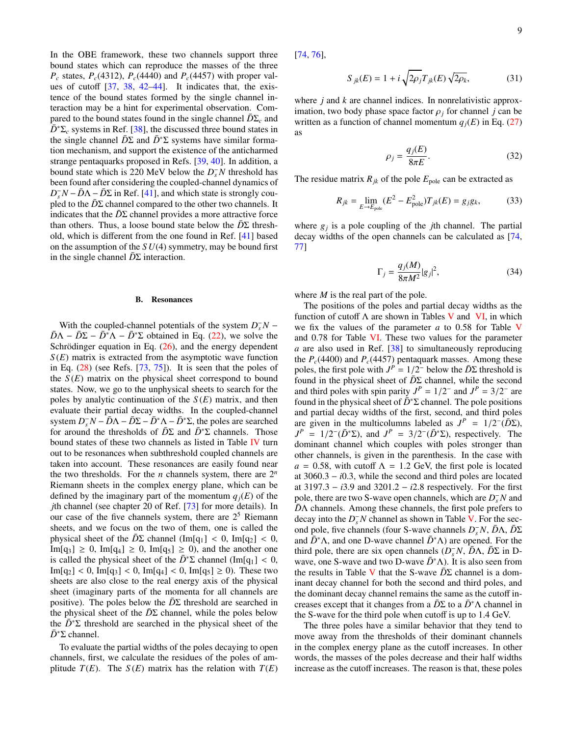In the OBE framework, these two channels support three bound states which can reproduce the masses of the three $P_c$ states, $P_c(4312)$, $P_c(4440)$ and $P_c(4457)$ with proper values of cutoff [37, 38, 42–44]. It indicates that, the existence of the bound states formed by the single channel interaction may be a hint for experimental observation. Compared to the bound states found in the single channel $\bar{D}\Sigma_c$ and $\bar{D}^*\Sigma_c$ systems in Ref. [38], the discussed three bound states in the single channel $\bar{D}\Sigma$ and $\bar{D}^*\Sigma$ systems have similar formation mechanism, and support the existence of the anticharmed strange pentaquarks proposed in Refs. [39, 40]. In addition, a bound state which is 220 MeV below the $D_s^- N$ threshold has been found after considering the coupled-channel dynamics of $D_s^- N - \bar{D}\Lambda - \bar{D}\Sigma$ in Ref. [41], and which state is strongly coupled to the $\bar{D}\Sigma$ channel compared to the other two channels. It indicates that the $\bar{D}\Sigma$ channel provides a more attractive force than others. Thus, a loose bound state below the $\bar{D}\Sigma$ threshold, which is different from the one found in Ref. [41] based on the assumption of the $SU(4)$ symmetry, may be bound first in the single channel $\bar{D}\Sigma$ interaction.

## B. Resonances

With the coupled-channel potentials of the system $D_s^- N - \bar{D}\Lambda - \bar{D}\Sigma - \bar{D}^*\Lambda - \bar{D}^*\Sigma$ obtained in Eq. (22), we solve the Schrödinger equation in Eq. (26), and the energy dependent $S(E)$ matrix is extracted from the asymptotic wave function in Eq. (28) (see Refs. [73, 75]). It is seen that the poles of the $S(E)$ matrix on the physical sheet correspond to bound states. Now, we go to the unphysical sheets to search for the poles by analytic continuation of the $S(E)$ matrix, and then evaluate their partial decay widths. In the coupled-channel system $D_s^- N - \bar{D}\Lambda - \bar{D}\Sigma - \bar{D}^*\Lambda - \bar{D}^*\Sigma$, the poles are searched for around the thresholds of $\bar{D}\Sigma$ and $\bar{D}^*\Sigma$ channels. Those bound states of these two channels as listed in Table IV turn out to be resonances when subthreshold coupled channels are taken into account. These resonances are easily found near the two thresholds. For the $n$ channels system, there are $2^n$ Riemann sheets in the complex energy plane, which can be defined by the imaginary part of the momentum $q_j(E)$ of the $j$th channel (see chapter 20 of Ref. [73] for more details). In our case of the five channels system, there are $2^5$ Riemann sheets, and we focus on the two of them, one is called the physical sheet of the $\bar{D}\Sigma$ channel ($\mathrm{Im}[q_1] < 0$, $\mathrm{Im}[q_2] < 0$, $\mathrm{Im}[q_3] \geq 0$, $\mathrm{Im}[q_4] \geq 0$, $\mathrm{Im}[q_5] \geq 0$), and the another one is called the physical sheet of the $\bar{D}^*\Sigma$ channel ($\mathrm{Im}[q_1] < 0$, $\mathrm{Im}[q_2] < 0$, $\mathrm{Im}[q_3] < 0$, $\mathrm{Im}[q_4] < 0$, $\mathrm{Im}[q_5] \geq 0$). These two sheets are also close to the real energy axis of the physical sheet (imaginary parts of the momenta for all channels are positive). The poles below the $\bar{D}\Sigma$ threshold are searched in the physical sheet of the $\bar{D}\Sigma$ channel, while the poles below the $\bar{D}^*\Sigma$ threshold are searched in the physical sheet of the $\bar{D}^*\Sigma$ channel.

To evaluate the partial widths of the poles decaying to open channels, first, we calculate the residues of the poles of amplitude $T(E)$. The $S(E)$ matrix has the relation with $T(E)$ [74, 76],

$$S_{jk}(E) = 1 + i\sqrt{2\rho_j}T_{jk}(E)\sqrt{2\rho_k}, \tag{31}$$

where $j$ and $k$ are channel indices. In nonrelativistic approximation, two body phase space factor $\rho_j$ for channel $j$ can be written as a function of channel momentum $q_j(E)$ in Eq. (27) as

$$\rho_j = \frac{q_j(E)}{8\pi E}. \tag{32}$$

The residue matrix $R_{jk}$ of the pole $E_{\mathrm{pole}}$ can be extracted as

$$R_{jk} = \lim_{E\to E_{\mathrm{pole}}} (E^2 - E^2_{\mathrm{pole}})T_{jk}(E) = g_j g_k, \tag{33}$$

where $g_j$ is a pole coupling of the $j$th channel. The partial decay widths of the open channels can be calculated as [74, 77]

$$\Gamma_j = \frac{q_j(M)}{8\pi M^2}|g_j|^2, \tag{34}$$

where $M$ is the real part of the pole.

The positions of the poles and partial decay widths as the function of cutoff $\Lambda$ are shown in Tables V and VI, in which we fix the values of the parameter $a$ to 0.58 for Table V and 0.78 for Table VI. These two values for the parameter $a$ are also used in Ref. [38] to simultaneously reproducing the $P_c(4400)$ and $P_c(4457)$ pentaquark masses. Among these poles, the first pole with $J^P = 1/2^-$ below the $\bar{D}\Sigma$ threshold is found in the physical sheet of $\bar{D}\Sigma$ channel, while the second and third poles with spin parity $J^P = 1/2^-$ and $J^P = 3/2^-$ are found in the physical sheet of $\bar{D}^*\Sigma$ channel. The pole positions and partial decay widths of the first, second, and third poles are given in the multicolumns labeled as $J^P = 1/2^-(\bar{D}\Sigma)$, $J^P = 1/2^-(\bar{D}^*\Sigma)$, and $J^P = 3/2^-(\bar{D}^*\Sigma)$, respectively. The dominant channel which couples with poles stronger than other channels, is given in the parenthesis. In the case with $a = 0.58$, with cutoff $\Lambda = 1.2$ GeV, the first pole is located at $3060.3 - i0.3$, while the second and third poles are located at $3197.3 - i3.9$ and $3201.2 - i2.8$ respectively. For the first pole, there are two S-wave open channels, which are $D_s^- N$ and $\bar{D}\Lambda$ channels. Among these channels, the first pole prefers to decay into the $D_s^- N$ channel as shown in Table V. For the second pole, five channels (four S-wave channels $D_s^- N$, $\bar{D}\Lambda$, $\bar{D}\Sigma$ and $\bar{D}^*\Lambda$, and one D-wave channel $\bar{D}^*\Lambda$) are opened. For the third pole, there are six open channels ($D_s^- N$, $\bar{D}\Lambda$, $\bar{D}\Sigma$ in D-wave, one S-wave and two D-wave $\bar{D}^*\Lambda$). It is also seen from the results in Table V that the S-wave $\bar{D}\Sigma$ channel is a dominant decay channel for both the second and third poles, and the dominant decay channel remains the same as the cutoff increases except that it changes from a $\bar{D}\Sigma$ to a $\bar{D}^*\Lambda$ channel in the S-wave for the third pole when cutoff is up to 1.4 GeV.

The three poles have a similar behavior that they tend to move away from the thresholds of their dominant channels in the complex energy plane as the cutoff increases. In other words, the masses of the poles decrease and their half widths increase as the cutoff increases. The reason is that, these poles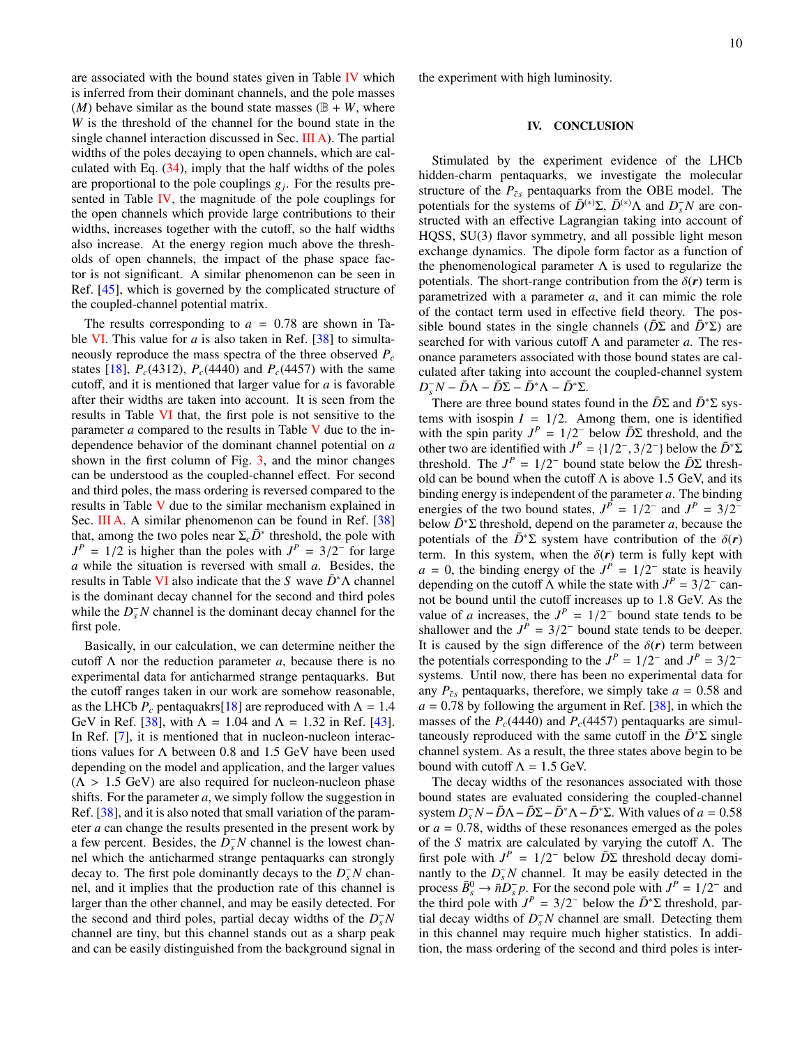are associated with the bound states given in Table IV which is inferred from their dominant channels, and the pole masses ($M$) behave similar as the bound state masses ($\mathbb{B} + W$, where $W$ is the threshold of the channel for the bound state in the single channel interaction discussed in Sec. III A). The partial widths of the poles decaying to open channels, which are calculated with Eq. (34), imply that the half widths of the poles are proportional to the pole couplings $g_j$. For the results presented in Table IV, the magnitude of the pole couplings for the open channels which provide large contributions to their widths, increases together with the cutoff, so the half widths also increase. At the energy region much above the thresholds of open channels, the impact of the phase space factor is not significant. A similar phenomenon can be seen in Ref. [45], which is governed by the complicated structure of the coupled-channel potential matrix.

The results corresponding to $a = 0.78$ are shown in Table VI. This value for $a$ is also taken in Ref. [38] to simultaneously reproduce the mass spectra of the three observed $P_c$ states [18], $P_c(4312)$, $P_c(4440)$ and $P_c(4457)$ with the same cutoff, and it is mentioned that larger value for $a$ is favorable after their widths are taken into account. It is seen from the results in Table VI that, the first pole is not sensitive to the parameter $a$ compared to the results in Table V due to the independence behavior of the dominant channel potential on $a$ shown in the first column of Fig. 3, and the minor changes can be understood as the coupled-channel effect. For second and third poles, the mass ordering is reversed compared to the results in Table V due to the similar mechanism explained in Sec. III A. A similar phenomenon can be found in Ref. [38] that, among the two poles near $\Sigma_c\bar{D}^*$ threshold, the pole with $J^P = 1/2$ is higher than the poles with $J^P = 3/2^-$ for large $a$ while the situation is reversed with small $a$. Besides, the results in Table VI also indicate that the $S$ wave $\bar{D}^*\Lambda$ channel is the dominant decay channel for the second and third poles while the $D_s^- N$ channel is the dominant decay channel for the first pole.

Basically, in our calculation, we can determine neither the cutoff $\Lambda$ nor the reduction parameter $a$, because there is no experimental data for anticharmed strange pentaquarks. But the cutoff ranges taken in our work are somehow reasonable, as the LHCb $P_c$ pentaquakrs[18] are reproduced with $\Lambda = 1.4$ GeV in Ref. [38], with $\Lambda = 1.04$ and $\Lambda = 1.32$ in Ref. [43]. In Ref. [7], it is mentioned that in nucleon-nucleon interactions values for $\Lambda$ between 0.8 and 1.5 GeV have been used depending on the model and application, and the larger values ($\Lambda > 1.5$ GeV) are also required for nucleon-nucleon phase shifts. For the parameter $a$, we simply follow the suggestion in Ref. [38], and it is also noted that small variation of the parameter $a$ can change the results presented in the present work by a few percent. Besides, the $D_s^- N$ channel is the lowest channel which the anticharmed strange pentaquarks can strongly decay to. The first pole dominantly decays to the $D_s^- N$ channel, and it implies that the production rate of this channel is larger than the other channel, and may be easily detected. For the second and third poles, partial decay widths of the $D_s^- N$ channel are tiny, but this channel stands out as a sharp peak and can be easily distinguished from the background signal in the experiment with high luminosity.

## IV. CONCLUSION

Stimulated by the experiment evidence of the LHCb hidden-charm pentaquarks, we investigate the molecular structure of the $P_{\bar{c}s}$ pentaquarks from the OBE model. The potentials for the systems of $\bar{D}^{(*)}\Sigma$, $\bar{D}^{(*)}\Lambda$ and $D_s^- N$ are constructed with an effective Lagrangian taking into account of HQSS, SU(3) flavor symmetry, and all possible light meson exchange dynamics. The dipole form factor as a function of the phenomenological parameter $\Lambda$ is used to regularize the potentials. The short-range contribution from the $\delta(\boldsymbol{r})$ term is parametrized with a parameter $a$, and it can mimic the role of the contact term used in effective field theory. The possible bound states in the single channels ($\bar{D}\Sigma$ and $\bar{D}^*\Sigma$) are searched for with various cutoff $\Lambda$ and parameter $a$. The resonance parameters associated with those bound states are calculated after taking into account the coupled-channel system $D_s^- N - \bar{D}\Lambda - \bar{D}\Sigma - \bar{D}^*\Lambda - \bar{D}^*\Sigma$.

There are three bound states found in the $\bar{D}\Sigma$ and $\bar{D}^*\Sigma$ systems with isospin $I = 1/2$. Among them, one is identified with the spin parity $J^P = 1/2^-$ below $\bar{D}\Sigma$ threshold, and the other two are identified with $J^P = \{1/2^-, 3/2^-\}$ below the $\bar{D}^*\Sigma$ threshold. The $J^P = 1/2^-$ bound state below the $\bar{D}\Sigma$ threshold can be bound when the cutoff $\Lambda$ is above 1.5 GeV, and its binding energy is independent of the parameter $a$. The binding energies of the two bound states, $J^P = 1/2^-$ and $J^P = 3/2^-$ below $\bar{D}^*\Sigma$ threshold, depend on the parameter $a$, because the potentials of the $\bar{D}^*\Sigma$ system have contribution of the $\delta(\boldsymbol{r})$ term. In this system, when the $\delta(\boldsymbol{r})$ term is fully kept with $a = 0$, the binding energy of the $J^P = 1/2^-$ state is heavily depending on the cutoff $\Lambda$ while the state with $J^P = 3/2^-$ cannot be bound until the cutoff increases up to 1.8 GeV. As the value of $a$ increases, the $J^P = 1/2^-$ bound state tends to be shallower and the $J^P = 3/2^-$ bound state tends to be deeper. It is caused by the sign difference of the $\delta(\boldsymbol{r})$ term between the potentials corresponding to the $J^P = 1/2^-$ and $J^P = 3/2^-$ systems. Until now, there has been no experimental data for any $P_{\bar{c}s}$ pentaquarks, therefore, we simply take $a = 0.58$ and $a = 0.78$ by following the argument in Ref. [38], in which the masses of the $P_c(4440)$ and $P_c(4457)$ pentaquarks are simultaneously reproduced with the same cutoff in the $\bar{D}^*\Sigma$ single channel system. As a result, the three states above begin to be bound with cutoff $\Lambda = 1.5$ GeV.

The decay widths of the resonances associated with those bound states are evaluated considering the coupled-channel system $D_s^- N - \bar{D}\Lambda - \bar{D}\Sigma - \bar{D}^*\Lambda - \bar{D}^*\Sigma$. With values of $a = 0.58$ or $a = 0.78$, widths of these resonances emerged as the poles of the $S$ matrix are calculated by varying the cutoff $\Lambda$. The first pole with $J^P = 1/2^-$ below $\bar{D}\Sigma$ threshold decay dominantly to the $D_s^- N$ channel. It may be easily detected in the process $\bar{B}_s^0 \to \bar{n} D_s^- p$. For the second pole with $J^P = 1/2^-$ and the third pole with $J^P = 3/2^-$ below the $\bar{D}^*\Sigma$ threshold, partial decay widths of $D_s^- N$ channel are small. Detecting them in this channel may require much higher statistics. In addition, the mass ordering of the second and third poles is inter-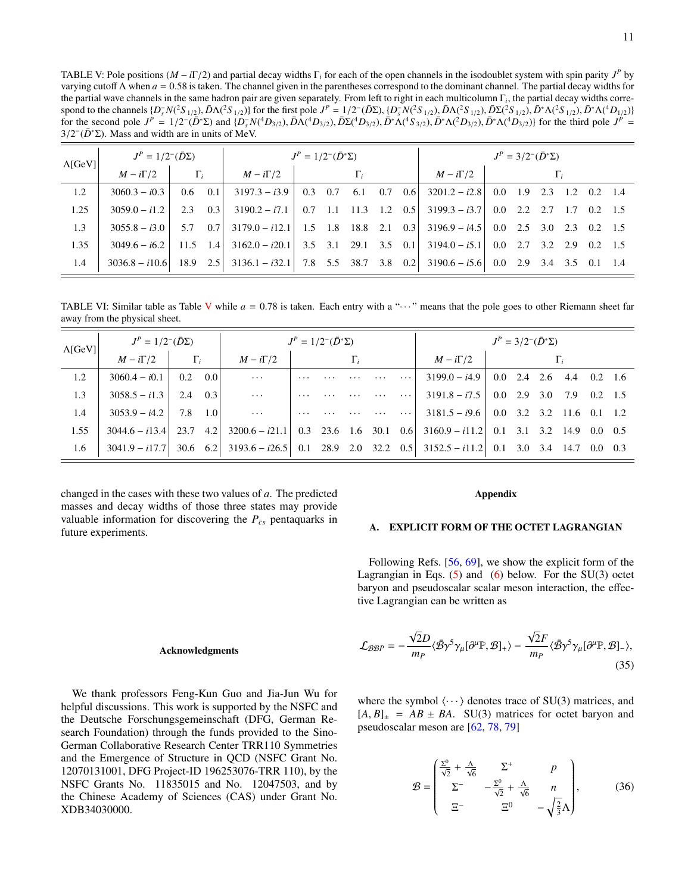TABLE V: Pole positions ($M - i\Gamma/2$) and partial decay widths $\Gamma_i$ for each of the open channels in the isodoublet system with spin parity $J^P$ by varying cutoff $\Lambda$ when $a = 0.58$ is taken. The channel given in the parentheses correspond to the dominant channel. The partial decay widths for the partial wave channels in the same hadron pair are given separately. From left to right in each multicolumn $\Gamma_i$, the partial decay widths correspond to the channels $\{D_s^- N(^2S_{1/2}), \bar{D}\Lambda(^2S_{1/2})\}$ for the first pole $J^P = 1/2^-(\bar{D}\Sigma)$, $\{D_s^- N(^2S_{1/2}), \bar{D}\Lambda(^2S_{1/2}), \bar{D}\Sigma(^2S_{1/2}), \bar{D}^*\Lambda(^2S_{1/2}), \bar{D}^*\Lambda(^4D_{1/2})\}$ for the second pole $J^P = 1/2^-(\bar{D}^*\Sigma)$ and $\{D_s^- N(^4D_{3/2}), \bar{D}\Lambda(^4D_{3/2}), \bar{D}\Sigma(^4D_{3/2}), \bar{D}^*\Lambda(^4S_{3/2}), \bar{D}^*\Lambda(^2D_{3/2}), \bar{D}^*\Lambda(^4D_{3/2})\}$ for the third pole $J^P = 3/2^-(\bar{D}^*\Sigma)$. Mass and width are in units of MeV.

| $\Lambda$[GeV] | $J^P = 1/2^-(\bar{D}\Sigma)$ | | | $J^P = 1/2^-(\bar{D}^*\Sigma)$ | | | | | | $J^P = 3/2^-(\bar{D}^*\Sigma)$ | | | | | | |
|---|---|---|---|---|---|---|---|---|---|---|---|---|---|---|---|---|
| | $M - i\Gamma/2$ | $\Gamma_i$ | | $M - i\Gamma/2$ | $\Gamma_i$ | | | | | $M - i\Gamma/2$ | $\Gamma_i$ | | | | | |
| 1.2 | $3060.3 - i0.3$ | 0.6 | 0.1 | $3197.3 - i3.9$ | 0.3 | 0.7 | 6.1 | 0.7 | 0.6 | $3201.2 - i2.8$ | 0.0 | 1.9 | 2.3 | 1.2 | 0.2 | 1.4 |
| 1.25 | $3059.0 - i1.2$ | 2.3 | 0.3 | $3190.2 - i7.1$ | 0.7 | 1.1 | 11.3 | 1.2 | 0.5 | $3199.3 - i3.7$ | 0.0 | 2.2 | 2.7 | 1.7 | 0.2 | 1.5 |
| 1.3 | $3055.8 - i3.0$ | 5.7 | 0.7 | $3179.0 - i12.1$ | 1.5 | 1.8 | 18.8 | 2.1 | 0.3 | $3196.9 - i4.5$ | 0.0 | 2.5 | 3.0 | 2.3 | 0.2 | 1.5 |
| 1.35 | $3049.6 - i6.2$ | 11.5 | 1.4 | $3162.0 - i20.1$ | 3.5 | 3.1 | 29.1 | 3.5 | 0.1 | $3194.0 - i5.1$ | 0.0 | 2.7 | 3.2 | 2.9 | 0.2 | 1.5 |
| 1.4 | $3036.8 - i10.6$ | 18.9 | 2.5 | $3136.1 - i32.1$ | 7.8 | 5.5 | 38.7 | 3.8 | 0.2 | $3190.6 - i5.6$ | 0.0 | 2.9 | 3.4 | 3.5 | 0.1 | 1.4 |

TABLE VI: Similar table as Table V while $a = 0.78$ is taken. Each entry with a "$\cdots$" means that the pole goes to other Riemann sheet far away from the physical sheet.

| $\Lambda$[GeV] | $J^P = 1/2^-(\bar{D}\Sigma)$ | | | $J^P = 1/2^-(\bar{D}^*\Sigma)$ | | | | | | $J^P = 3/2^-(\bar{D}^*\Sigma)$ | | | | | | |
|---|---|---|---|---|---|---|---|---|---|---|---|---|---|---|---|---|
| | $M - i\Gamma/2$ | $\Gamma_i$ | | $M - i\Gamma/2$ | $\Gamma_i$ | | | | | $M - i\Gamma/2$ | $\Gamma_i$ | | | | | |
| 1.2 | $3060.4 - i0.1$ | 0.2 | 0.0 | $\cdots$ | $\cdots$ | $\cdots$ | $\cdots$ | $\cdots$ | $\cdots$ | $3199.0 - i4.9$ | 0.0 | 2.4 | 2.6 | 4.4 | 0.2 | 1.6 |
| 1.3 | $3058.5 - i1.3$ | 2.4 | 0.3 | $\cdots$ | $\cdots$ | $\cdots$ | $\cdots$ | $\cdots$ | $\cdots$ | $3191.8 - i7.5$ | 0.0 | 2.9 | 3.0 | 7.9 | 0.2 | 1.5 |
| 1.4 | $3053.9 - i4.2$ | 7.8 | 1.0 | $\cdots$ | $\cdots$ | $\cdots$ | $\cdots$ | $\cdots$ | $\cdots$ | $3181.5 - i9.6$ | 0.0 | 3.2 | 3.2 | 11.6 | 0.1 | 1.2 |
| 1.55 | $3044.6 - i13.4$ | 23.7 | 4.2 | $3200.6 - i21.1$ | 0.3 | 23.6 | 1.6 | 30.1 | 0.6 | $3160.9 - i11.2$ | 0.1 | 3.1 | 3.2 | 14.9 | 0.0 | 0.5 |
| 1.6 | $3041.9 - i17.7$ | 30.6 | 6.2 | $3193.6 - i26.5$ | 0.1 | 28.9 | 2.0 | 32.2 | 0.5 | $3152.5 - i11.2$ | 0.1 | 3.0 | 3.4 | 14.7 | 0.0 | 0.3 |

changed in the cases with these two values of $a$. The predicted masses and decay widths of those three states may provide valuable information for discovering the $P_{\bar{c}s}$ pentaquarks in future experiments.

### Acknowledgments

We thank professors Feng-Kun Guo and Jia-Jun Wu for helpful discussions. This work is supported by the NSFC and the Deutsche Forschungsgemeinschaft (DFG, German Research Foundation) through the funds provided to the Sino-German Collaborative Research Center TRR110 Symmetries and the Emergence of Structure in QCD (NSFC Grant No. 12070131001, DFG Project-ID 196253076-TRR 110), by the NSFC Grants No. 11835015 and No. 12047503, and by the Chinese Academy of Sciences (CAS) under Grant No. XDB34030000.

### Appendix

## A. EXPLICIT FORM OF THE OCTET LAGRANGIAN

Following Refs. [56, 69], we show the explicit form of the Lagrangian in Eqs. (5) and (6) below. For the SU(3) octet baryon and pseudoscalar scalar meson interaction, the effective Lagrangian can be written as

$$\mathcal{L}_{\mathcal{BBP}} = -\frac{\sqrt{2}D}{m_P}\langle\bar{\mathcal{B}}\gamma^5\gamma_\mu[\partial^\mu\mathbb{P}, \mathcal{B}]_+\rangle - \frac{\sqrt{2}F}{m_P}\langle\bar{\mathcal{B}}\gamma^5\gamma_\mu[\partial^\mu\mathbb{P}, \mathcal{B}]_-\rangle, \tag{35}$$

where the symbol $\langle\cdots\rangle$ denotes trace of SU(3) matrices, and $[A, B]_\pm = AB \pm BA$. SU(3) matrices for octet baryon and pseudoscalar meson are [62, 78, 79]

$$\mathcal{B} = \begin{pmatrix} \frac{\Sigma^0}{\sqrt{2}} + \frac{\Lambda}{\sqrt{6}} & \Sigma^+ & p \\ \Sigma^- & -\frac{\Sigma^0}{\sqrt{2}} + \frac{\Lambda}{\sqrt{6}} & n \\ \Xi^- & \Xi^0 & -\sqrt{\frac{2}{3}}\Lambda \end{pmatrix}, \tag{36}$$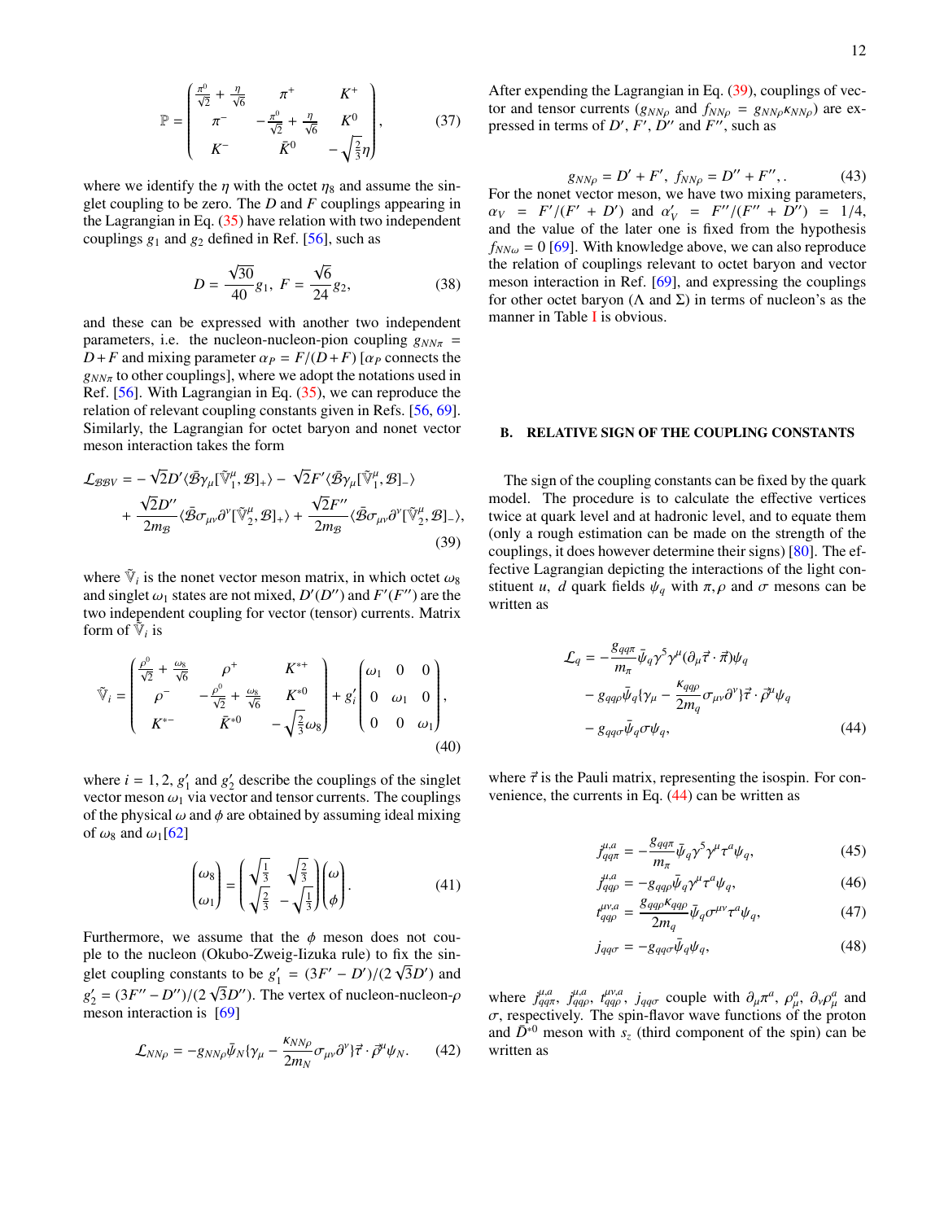$$
\mathbb{P} = \begin{pmatrix} \frac{\pi^0}{\sqrt{2}} + \frac{\eta}{\sqrt{6}} & \pi^+ & K^+ \\ \pi^- & -\frac{\pi^0}{\sqrt{2}} + \frac{\eta}{\sqrt{6}} & K^0 \\ K^- & \bar{K}^0 & -\sqrt{\frac{2}{3}}\eta \end{pmatrix}, \tag{37}
$$

where we identify the $\eta$ with the octet $\eta_8$ and assume the singlet coupling to be zero. The $D$ and $F$ couplings appearing in the Lagrangian in Eq. (35) have relation with two independent couplings $g_1$ and $g_2$ defined in Ref. [56], such as

$$
D = \frac{\sqrt{30}}{40} g_1, \; F = \frac{\sqrt{6}}{24} g_2, \tag{38}
$$

and these can be expressed with another two independent parameters, i.e. the nucleon-nucleon-pion coupling $g_{NN\pi} = D + F$ and mixing parameter $\alpha_P = F/(D+F)$ [$\alpha_P$ connects the $g_{NN\pi}$ to other couplings], where we adopt the notations used in Ref. [56]. With Lagrangian in Eq. (35), we can reproduce the relation of relevant coupling constants given in Refs. [56, 69]. Similarly, the Lagrangian for octet baryon and nonet vector meson interaction takes the form

$$
\begin{aligned}
\mathcal{L}_{\mathcal{BBV}} = & -\sqrt{2}D'\langle\bar{\mathcal{B}}\gamma_\mu[\tilde{\mathbb{V}}_1^\mu, \mathcal{B}]_+\rangle - \sqrt{2}F'\langle\bar{\mathcal{B}}\gamma_\mu[\tilde{\mathbb{V}}_1^\mu, \mathcal{B}]_-\rangle \\
& + \frac{\sqrt{2}D''}{2m_{\mathcal{B}}}\langle\bar{\mathcal{B}}\sigma_{\mu\nu}\partial^\nu[\tilde{\mathbb{V}}_2^\mu, \mathcal{B}]_+\rangle + \frac{\sqrt{2}F''}{2m_{\mathcal{B}}}\langle\bar{\mathcal{B}}\sigma_{\mu\nu}\partial^\nu[\tilde{\mathbb{V}}_2^\mu, \mathcal{B}]_-\rangle,
\end{aligned} \tag{39}
$$

where $\tilde{\mathbb{V}}_i$ is the nonet vector meson matrix, in which octet $\omega_8$ and singlet $\omega_1$ states are not mixed, $D'(D'')$ and $F'(F'')$ are the two independent coupling for vector (tensor) currents. Matrix form of $\tilde{\mathbb{V}}_i$ is

$$
\tilde{\mathbb{V}}_i = \begin{pmatrix} \frac{\rho^0}{\sqrt{2}} + \frac{\omega_8}{\sqrt{6}} & \rho^+ & K^{*+} \\ \rho^- & -\frac{\rho^0}{\sqrt{2}} + \frac{\omega_8}{\sqrt{6}} & K^{*0} \\ K^{*-} & \bar{K}^{*0} & -\sqrt{\frac{2}{3}}\omega_8 \end{pmatrix} + g_i' \begin{pmatrix} \omega_1 & 0 & 0 \\ 0 & \omega_1 & 0 \\ 0 & 0 & \omega_1 \end{pmatrix}, \tag{40}
$$

where $i = 1, 2$, $g_1'$ and $g_2'$ describe the couplings of the singlet vector meson $\omega_1$ via vector and tensor currents. The couplings of the physical $\omega$ and $\phi$ are obtained by assuming ideal mixing of $\omega_8$ and $\omega_1$ [62]

$$
\begin{pmatrix} \omega_8 \\ \omega_1 \end{pmatrix} = \begin{pmatrix} \sqrt{\frac{1}{3}} & \sqrt{\frac{2}{3}} \\ \sqrt{\frac{2}{3}} & -\sqrt{\frac{1}{3}} \end{pmatrix} \begin{pmatrix} \omega \\ \phi \end{pmatrix}. \tag{41}
$$

Furthermore, we assume that the $\phi$ meson does not couple to the nucleon (Okubo-Zweig-Iizuka rule) to fix the singlet coupling constants to be $g_1' = (3F' - D')/(2\sqrt{3}D')$ and $g_2' = (3F'' - D'')/(2\sqrt{3}D'')$. The vertex of nucleon-nucleon-$\rho$ meson interaction is [69]

$$
\mathcal{L}_{NN\rho} = -g_{NN\rho}\bar{\psi}_N\{\gamma_\mu - \frac{\kappa_{NN\rho}}{2m_N}\sigma_{\mu\nu}\partial^\nu\}\vec{\tau}\cdot\vec{\rho}^\mu\psi_N. \tag{42}
$$

After expending the Lagrangian in Eq. (39), couplings of vector and tensor currents ($g_{NN\rho}$ and $f_{NN\rho} = g_{NN\rho}\kappa_{NN\rho}$) are expressed in terms of $D'$, $F'$, $D''$ and $F''$, such as

$$
g_{NN\rho} = D' + F', \; f_{NN\rho} = D'' + F'', . \tag{43}
$$

For the nonet vector meson, we have two mixing parameters, $\alpha_V = F'/(F' + D')$ and $\alpha_V' = F''/(F'' + D'') = 1/4$, and the value of the later one is fixed from the hypothesis $f_{NN\omega} = 0$ [69]. With knowledge above, we can also reproduce the relation of couplings relevant to octet baryon and vector meson interaction in Ref. [69], and expressing the couplings for other octet baryon ($\Lambda$ and $\Sigma$) in terms of nucleon's as the manner in Table I is obvious.

## B. RELATIVE SIGN OF THE COUPLING CONSTANTS

The sign of the coupling constants can be fixed by the quark model. The procedure is to calculate the effective vertices twice at quark level and at hadronic level, and to equate them (only a rough estimation can be made on the strength of the couplings, it does however determine their signs) [80]. The effective Lagrangian depicting the interactions of the light constituent $u$, $d$ quark fields $\psi_q$ with $\pi, \rho$ and $\sigma$ mesons can be written as

$$
\begin{aligned}
\mathcal{L}_q = & -\frac{g_{qq\pi}}{m_\pi}\bar{\psi}_q\gamma^5\gamma^\mu(\partial_\mu\vec{\tau}\cdot\vec{\pi})\psi_q \\
& - g_{qq\rho}\bar{\psi}_q\{\gamma_\mu - \frac{\kappa_{qq\rho}}{2m_q}\sigma_{\mu\nu}\partial^\nu\}\vec{\tau}\cdot\vec{\rho}^\mu\psi_q \\
& - g_{qq\sigma}\bar{\psi}_q\sigma\psi_q,
\end{aligned} \tag{44}
$$

where $\vec{\tau}$ is the Pauli matrix, representing the isospin. For convenience, the currents in Eq. (44) can be written as

$$
j_{qq\pi}^{\mu,a} = -\frac{g_{qq\pi}}{m_\pi}\bar{\psi}_q\gamma^5\gamma^\mu\tau^a\psi_q, \tag{45}
$$

$$
j_{qq\rho}^{\mu,a} = -g_{qq\rho}\bar{\psi}_q\gamma^\mu\tau^a\psi_q, \tag{46}
$$

$$
t_{qq\rho}^{\mu\nu,a} = \frac{g_{qq\rho}\kappa_{qq\rho}}{2m_q}\bar{\psi}_q\sigma^{\mu\nu}\tau^a\psi_q, \tag{47}
$$

$$
j_{qq\sigma} = -g_{qq\sigma}\bar{\psi}_q\psi_q, \tag{48}
$$

where $j_{qq\pi}^{\mu,a}$, $j_{qq\rho}^{\mu,a}$, $t_{qq\rho}^{\mu\nu,a}$, $j_{qq\sigma}$ couple with $\partial_\mu\pi^a$, $\rho_\mu^a$, $\partial_\nu\rho_\mu^a$ and $\sigma$, respectively. The spin-flavor wave functions of the proton and $\bar{D}^{*0}$ meson with $s_z$ (third component of the spin) can be written as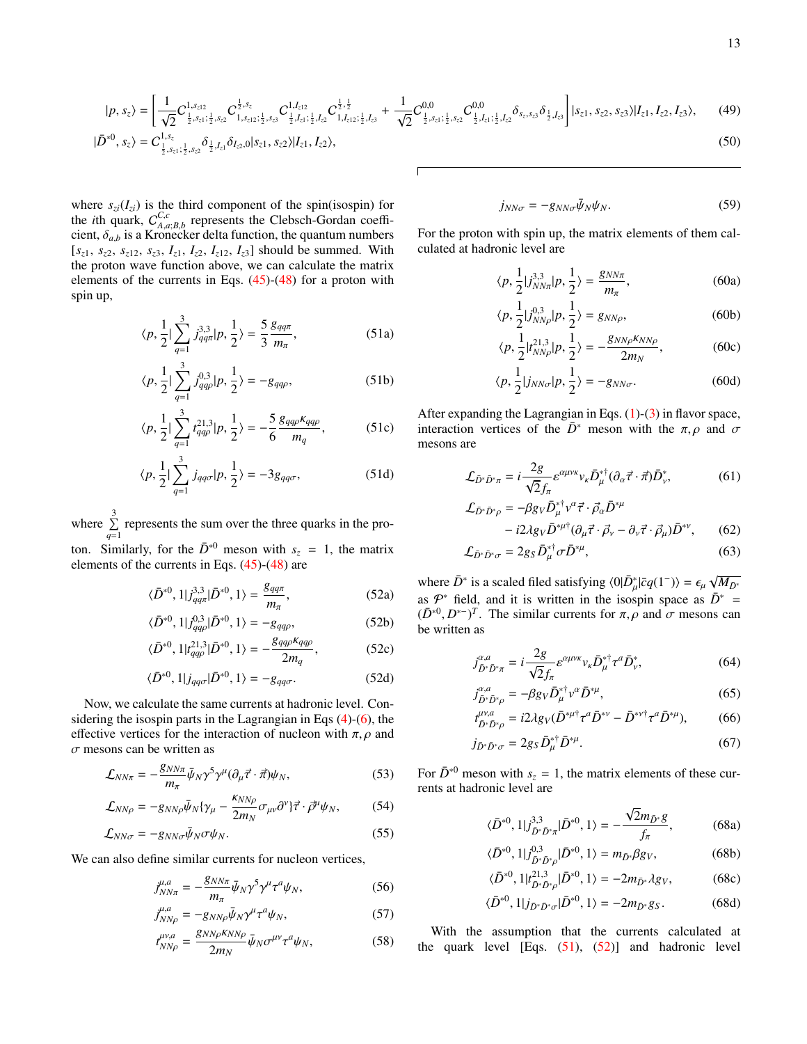$$|p, s_z\rangle = \left[\frac{1}{\sqrt{2}} C^{1,s_{z12}}_{\frac{1}{2},s_{z1};\frac{1}{2},s_{z2}} C^{\frac{1}{2},s_z}_{1,s_{z12};\frac{1}{2},s_{z3}} C^{1,I_{z12}}_{\frac{1}{2},I_{z1};\frac{1}{2},I_{z2}} C^{\frac{1}{2},\frac{1}{2}}_{1,I_{z12};\frac{1}{2},I_{z3}} + \frac{1}{\sqrt{2}} C^{0,0}_{\frac{1}{2},s_{z1};\frac{1}{2},s_{z2}} C^{0,0}_{\frac{1}{2},I_{z1};\frac{1}{2},I_{z2}} \delta_{s_z,s_{z3}} \delta_{\frac{1}{2},I_{z3}}\right] |s_{z1}, s_{z2}, s_{z3}\rangle |I_{z1}, I_{z2}, I_{z3}\rangle, \tag{49}$$

$$|\bar{D}^{*0}, s_z\rangle = C^{1,s_z}_{\frac{1}{2},s_{z1};\frac{1}{2},s_{z2}} \delta_{\frac{1}{2},I_{z1}} \delta_{I_{z2},0} |s_{z1}, s_{z2}\rangle |I_{z1}, I_{z2}\rangle, \tag{50}$$

where $s_{zi}(I_{zi})$ is the third component of the spin(isospin) for the $i$th quark, $C^{C,c}_{A,a;B,b}$ represents the Clebsch-Gordan coefficient, $\delta_{a,b}$ is a Kronecker delta function, the quantum numbers $[s_{z1},\ s_{z2},\ s_{z12},\ s_{z3},\ I_{z1},\ I_{z2},\ I_{z12},\ I_{z3}]$ should be summed. With the proton wave function above, we can calculate the matrix elements of the currents in Eqs. (45)-(48) for a proton with spin up,

$$\langle p, \frac{1}{2}| \sum_{q=1}^{3} j^{3,3}_{qq\pi} |p, \frac{1}{2}\rangle = \frac{5}{3}\frac{g_{qq\pi}}{m_\pi}, \tag{51a}$$

$$\langle p, \frac{1}{2}| \sum_{q=1}^{3} j^{0,3}_{qq\rho} |p, \frac{1}{2}\rangle = -g_{qq\rho}, \tag{51b}$$

$$\langle p, \frac{1}{2}| \sum_{q=1}^{3} t^{21,3}_{qq\rho} |p, \frac{1}{2}\rangle = -\frac{5}{6}\frac{g_{qq\rho}\kappa_{qq\rho}}{m_q}, \tag{51c}$$

$$\langle p, \frac{1}{2}| \sum_{q=1}^{3} j_{qq\sigma} |p, \frac{1}{2}\rangle = -3 g_{qq\sigma}, \tag{51d}$$

where $\sum\limits_{q=1}^{3}$ represents the sum over the three quarks in the proton. Similarly, for the $\bar{D}^{*0}$ meson with $s_z = 1$, the matrix elements of the currents in Eqs. (45)-(48) are

$$\langle \bar{D}^{*0}, 1| j^{3,3}_{qq\pi} |\bar{D}^{*0}, 1\rangle = \frac{g_{qq\pi}}{m_\pi}, \tag{52a}$$

$$\langle \bar{D}^{*0}, 1| j^{0,3}_{qq\rho} |\bar{D}^{*0}, 1\rangle = -g_{qq\rho}, \tag{52b}$$

$$\langle \bar{D}^{*0}, 1| t^{21,3}_{qq\rho} |\bar{D}^{*0}, 1\rangle = -\frac{g_{qq\rho}\kappa_{qq\rho}}{2m_q}, \tag{52c}$$

$$\langle \bar{D}^{*0}, 1| j_{qq\sigma} |\bar{D}^{*0}, 1\rangle = -g_{qq\sigma}. \tag{52d}$$

Now, we calculate the same currents at hadronic level. Considering the isospin parts in the Lagrangian in Eqs (4)-(6), the effective vertices for the interaction of nucleon with $\pi, \rho$ and $\sigma$ mesons can be written as

$$\mathcal{L}_{NN\pi} = -\frac{g_{NN\pi}}{m_\pi}\bar{\psi}_N \gamma^5 \gamma^\mu (\partial_\mu \vec{\tau}\cdot\vec{\pi})\psi_N, \tag{53}$$

$$\mathcal{L}_{NN\rho} = -g_{NN\rho}\bar{\psi}_N \{\gamma_\mu - \frac{\kappa_{NN\rho}}{2m_N}\sigma_{\mu\nu}\partial^\nu\}\vec{\tau}\cdot\vec{\rho}^\mu \psi_N, \tag{54}$$

$$\mathcal{L}_{NN\sigma} = -g_{NN\sigma}\bar{\psi}_N \sigma \psi_N. \tag{55}$$

We can also define similar currents for nucleon vertices,

$$j^{\mu,a}_{NN\pi} = -\frac{g_{NN\pi}}{m_\pi}\bar{\psi}_N \gamma^5 \gamma^\mu \tau^a \psi_N, \tag{56}$$

$$j^{\mu,a}_{NN\rho} = -g_{NN\rho}\bar{\psi}_N \gamma^\mu \tau^a \psi_N, \tag{57}$$

$$t^{\mu\nu,a}_{NN\rho} = \frac{g_{NN\rho}\kappa_{NN\rho}}{2m_N}\bar{\psi}_N \sigma^{\mu\nu}\tau^a \psi_N, \tag{58}$$

$$j_{NN\sigma} = -g_{NN\sigma}\bar{\psi}_N \psi_N. \tag{59}$$

For the proton with spin up, the matrix elements of them calculated at hadronic level are

$$\langle p, \frac{1}{2}| j^{3,3}_{NN\pi} |p, \frac{1}{2}\rangle = \frac{g_{NN\pi}}{m_\pi}, \tag{60a}$$

$$\langle p, \frac{1}{2}| j^{0,3}_{NN\rho} |p, \frac{1}{2}\rangle = g_{NN\rho}, \tag{60b}$$

$$\langle p, \frac{1}{2}| t^{21,3}_{NN\rho} |p, \frac{1}{2}\rangle = -\frac{g_{NN\rho}\kappa_{NN\rho}}{2m_N}, \tag{60c}$$

$$\langle p, \frac{1}{2}| j_{NN\sigma} |p, \frac{1}{2}\rangle = -g_{NN\sigma}. \tag{60d}$$

After expanding the Lagrangian in Eqs. (1)-(3) in flavor space, interaction vertices of the $\bar{D}^*$ meson with the $\pi, \rho$ and $\sigma$ mesons are

$$\mathcal{L}_{\bar{D}^*\bar{D}^*\pi} = i\frac{2g}{\sqrt{2}f_\pi}\varepsilon^{\alpha\mu\nu\kappa}v_\kappa \bar{D}^{*\dagger}_\mu (\partial_\alpha \vec{\tau}\cdot\vec{\pi})\bar{D}^*_\nu, \tag{61}$$

$$\mathcal{L}_{\bar{D}^*\bar{D}^*\rho} = -\beta g_V \bar{D}^{*\dagger}_\mu v^\alpha \vec{\tau}\cdot\vec{\rho}_\alpha \bar{D}^{*\mu} - i2\lambda g_V \bar{D}^{*\mu\dagger}(\partial_\mu \vec{\tau}\cdot\vec{\rho}_\nu - \partial_\nu \vec{\tau}\cdot\vec{\rho}_\mu)\bar{D}^{*\nu}, \tag{62}$$

$$\mathcal{L}_{\bar{D}^*\bar{D}^*\sigma} = 2g_S \bar{D}^{*\dagger}_\mu \sigma \bar{D}^{*\mu}, \tag{63}$$

where $\bar{D}^*$ is a scaled filed satisfying $\langle 0|\bar{D}^*_\mu|\bar{c}q(1^-)\rangle = \epsilon_\mu\sqrt{M_{\bar{D}^*}}$ as $\mathcal{P}^*$ field, and it is written in the isospin space as $\bar{D}^* = (\bar{D}^{*0}, D^{*-})^T$. The similar currents for $\pi, \rho$ and $\sigma$ mesons can be written as

$$j^{\alpha,a}_{\bar{D}^*\bar{D}^*\pi} = i\frac{2g}{\sqrt{2}f_\pi}\varepsilon^{\alpha\mu\nu\kappa}v_\kappa \bar{D}^{*\dagger}_\mu \tau^a \bar{D}^*_\nu, \tag{64}$$

$$j^{\alpha,a}_{\bar{D}^*\bar{D}^*\rho} = -\beta g_V \bar{D}^{*\dagger}_\mu v^\alpha \bar{D}^{*\mu}, \tag{65}$$

$$t^{\mu\nu,a}_{\bar{D}^*\bar{D}^*\rho} = i2\lambda g_V (\bar{D}^{*\mu\dagger}\tau^a \bar{D}^{*\nu} - \bar{D}^{*\nu\dagger}\tau^a \bar{D}^{*\mu}), \tag{66}$$

$$j_{\bar{D}^*\bar{D}^*\sigma} = 2g_S \bar{D}^{*\dagger}_\mu \bar{D}^{*\mu}. \tag{67}$$

For $\bar{D}^{*0}$ meson with $s_z = 1$, the matrix elements of these currents at hadronic level are

$$\langle \bar{D}^{*0}, 1| j^{3,3}_{\bar{D}^*\bar{D}^*\pi} |\bar{D}^{*0}, 1\rangle = -\frac{\sqrt{2}m_{\bar{D}^*}g}{f_\pi}, \tag{68a}$$

$$\langle \bar{D}^{*0}, 1| j^{0,3}_{\bar{D}^*\bar{D}^*\rho} |\bar{D}^{*0}, 1\rangle = m_{\bar{D}^*}\beta g_V, \tag{68b}$$

$$\langle \bar{D}^{*0}, 1| t^{21,3}_{\bar{D}^*\bar{D}^*\rho} |\bar{D}^{*0}, 1\rangle = -2m_{\bar{D}^*}\lambda g_V, \tag{68c}$$

$$\langle \bar{D}^{*0}, 1| j_{\bar{D}^*\bar{D}^*\sigma} |\bar{D}^{*0}, 1\rangle = -2m_{\bar{D}^*}g_S. \tag{68d}$$

With the assumption that the currents calculated at the quark level [Eqs. (51), (52)] and hadronic level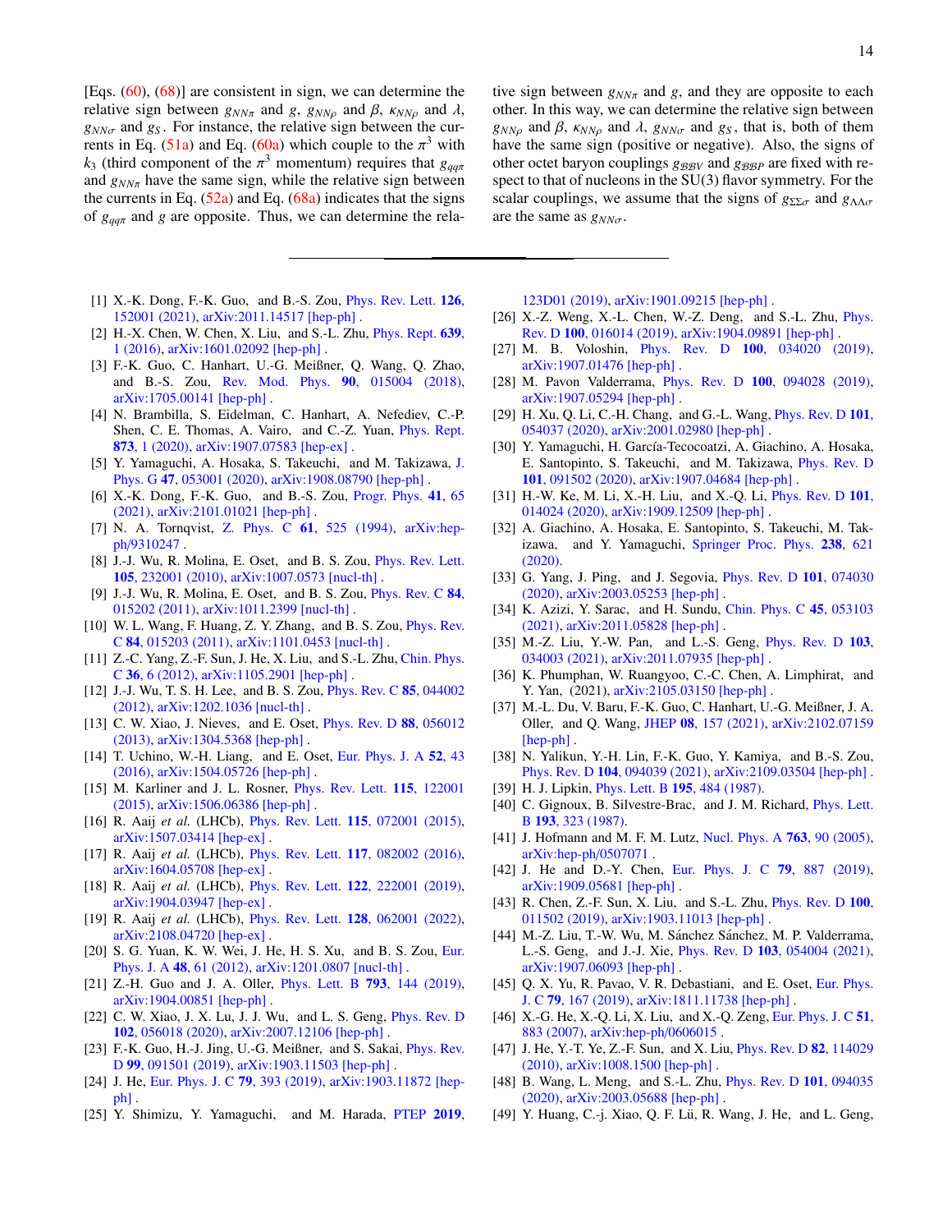[Eqs. (60), (68)] are consistent in sign, we can determine the relative sign between $g_{NN\pi}$ and $g$, $g_{NN\rho}$ and $\beta$, $\kappa_{NN\rho}$ and $\lambda$, $g_{NN\sigma}$ and $g_S$. For instance, the relative sign between the currents in Eq. (51a) and Eq. (60a) which couple to the $\pi^3$ with $k_3$ (third component of the $\pi^3$ momentum) requires that $g_{qq\pi}$ and $g_{NN\pi}$ have the same sign, while the relative sign between the currents in Eq. (52a) and Eq. (68a) indicates that the signs of $g_{qq\pi}$ and $g$ are opposite. Thus, we can determine the relative sign between $g_{NN\pi}$ and $g$, and they are opposite to each other. In this way, we can determine the relative sign between $g_{NN\rho}$ and $\beta$, $\kappa_{NN\rho}$ and $\lambda$, $g_{NN\sigma}$ and $g_S$, that is, both of them have the same sign (positive or negative). Also, the signs of other octet baryon couplings $g_{\mathcal{BB}V}$ and $g_{\mathcal{BB}P}$ are fixed with respect to that of nucleons in the SU(3) flavor symmetry. For the scalar couplings, we assume that the signs of $g_{\Sigma\Sigma\sigma}$ and $g_{\Lambda\Lambda\sigma}$ are the same as $g_{NN\sigma}$.

---

[1] X.-K. Dong, F.-K. Guo, and B.-S. Zou, Phys. Rev. Lett. **126**, 152001 (2021), arXiv:2011.14517 [hep-ph] .
[2] H.-X. Chen, W. Chen, X. Liu, and S.-L. Zhu, Phys. Rept. **639**, 1 (2016), arXiv:1601.02092 [hep-ph] .
[3] F.-K. Guo, C. Hanhart, U.-G. Meißner, Q. Wang, Q. Zhao, and B.-S. Zou, Rev. Mod. Phys. **90**, 015004 (2018), arXiv:1705.00141 [hep-ph] .
[4] N. Brambilla, S. Eidelman, C. Hanhart, A. Nefediev, C.-P. Shen, C. E. Thomas, A. Vairo, and C.-Z. Yuan, Phys. Rept. **873**, 1 (2020), arXiv:1907.07583 [hep-ex] .
[5] Y. Yamaguchi, A. Hosaka, S. Takeuchi, and M. Takizawa, J. Phys. G **47**, 053001 (2020), arXiv:1908.08790 [hep-ph] .
[6] X.-K. Dong, F.-K. Guo, and B.-S. Zou, Progr. Phys. **41**, 65 (2021), arXiv:2101.01021 [hep-ph] .
[7] N. A. Tornqvist, Z. Phys. C **61**, 525 (1994), arXiv:hep-ph/9310247 .
[8] J.-J. Wu, R. Molina, E. Oset, and B. S. Zou, Phys. Rev. Lett. **105**, 232001 (2010), arXiv:1007.0573 [nucl-th] .
[9] J.-J. Wu, R. Molina, E. Oset, and B. S. Zou, Phys. Rev. C **84**, 015202 (2011), arXiv:1011.2399 [nucl-th] .
[10] W. L. Wang, F. Huang, Z. Y. Zhang, and B. S. Zou, Phys. Rev. C **84**, 015203 (2011), arXiv:1101.0453 [nucl-th] .
[11] Z.-C. Yang, Z.-F. Sun, J. He, X. Liu, and S.-L. Zhu, Chin. Phys. C **36**, 6 (2012), arXiv:1105.2901 [hep-ph] .
[12] J.-J. Wu, T. S. H. Lee, and B. S. Zou, Phys. Rev. C **85**, 044002 (2012), arXiv:1202.1036 [nucl-th] .
[13] C. W. Xiao, J. Nieves, and E. Oset, Phys. Rev. D **88**, 056012 (2013), arXiv:1304.5368 [hep-ph] .
[14] T. Uchino, W.-H. Liang, and E. Oset, Eur. Phys. J. A **52**, 43 (2016), arXiv:1504.05726 [hep-ph] .
[15] M. Karliner and J. L. Rosner, Phys. Rev. Lett. **115**, 122001 (2015), arXiv:1506.06386 [hep-ph] .
[16] R. Aaij *et al.* (LHCb), Phys. Rev. Lett. **115**, 072001 (2015), arXiv:1507.03414 [hep-ex] .
[17] R. Aaij *et al.* (LHCb), Phys. Rev. Lett. **117**, 082002 (2016), arXiv:1604.05708 [hep-ex] .
[18] R. Aaij *et al.* (LHCb), Phys. Rev. Lett. **122**, 222001 (2019), arXiv:1904.03947 [hep-ex] .
[19] R. Aaij *et al.* (LHCb), Phys. Rev. Lett. **128**, 062001 (2022), arXiv:2108.04720 [hep-ex] .
[20] S. G. Yuan, K. W. Wei, J. He, H. S. Xu, and B. S. Zou, Eur. Phys. J. A **48**, 61 (2012), arXiv:1201.0807 [nucl-th] .
[21] Z.-H. Guo and J. A. Oller, Phys. Lett. B **793**, 144 (2019), arXiv:1904.00851 [hep-ph] .
[22] C. W. Xiao, J. X. Lu, J. J. Wu, and L. S. Geng, Phys. Rev. D **102**, 056018 (2020), arXiv:2007.12106 [hep-ph] .
[23] F.-K. Guo, H.-J. Jing, U.-G. Meißner, and S. Sakai, Phys. Rev. D **99**, 091501 (2019), arXiv:1903.11503 [hep-ph] .
[24] J. He, Eur. Phys. J. C **79**, 393 (2019), arXiv:1903.11872 [hep-ph] .
[25] Y. Shimizu, Y. Yamaguchi, and M. Harada, PTEP **2019**, 123D01 (2019), arXiv:1901.09215 [hep-ph] .
[26] X.-Z. Weng, X.-L. Chen, W.-Z. Deng, and S.-L. Zhu, Phys. Rev. D **100**, 016014 (2019), arXiv:1904.09891 [hep-ph] .
[27] M. B. Voloshin, Phys. Rev. D **100**, 034020 (2019), arXiv:1907.01476 [hep-ph] .
[28] M. Pavon Valderrama, Phys. Rev. D **100**, 094028 (2019), arXiv:1907.05294 [hep-ph] .
[29] H. Xu, Q. Li, C.-H. Chang, and G.-L. Wang, Phys. Rev. D **101**, 054037 (2020), arXiv:2001.02980 [hep-ph] .
[30] Y. Yamaguchi, H. García-Tecocoatzi, A. Giachino, A. Hosaka, E. Santopinto, S. Takeuchi, and M. Takizawa, Phys. Rev. D **101**, 091502 (2020), arXiv:1907.04684 [hep-ph] .
[31] H.-W. Ke, M. Li, X.-H. Liu, and X.-Q. Li, Phys. Rev. D **101**, 014024 (2020), arXiv:1909.12509 [hep-ph] .
[32] A. Giachino, A. Hosaka, E. Santopinto, S. Takeuchi, M. Takizawa, and Y. Yamaguchi, Springer Proc. Phys. **238**, 621 (2020).
[33] G. Yang, J. Ping, and J. Segovia, Phys. Rev. D **101**, 074030 (2020), arXiv:2003.05253 [hep-ph] .
[34] K. Azizi, Y. Sarac, and H. Sundu, Chin. Phys. C **45**, 053103 (2021), arXiv:2011.05828 [hep-ph] .
[35] M.-Z. Liu, Y.-W. Pan, and L.-S. Geng, Phys. Rev. D **103**, 034003 (2021), arXiv:2011.07935 [hep-ph] .
[36] K. Phumphan, W. Ruangyoo, C.-C. Chen, A. Limphirat, and Y. Yan, (2021), arXiv:2105.03150 [hep-ph] .
[37] M.-L. Du, V. Baru, F.-K. Guo, C. Hanhart, U.-G. Meißner, J. A. Oller, and Q. Wang, JHEP **08**, 157 (2021), arXiv:2102.07159 [hep-ph] .
[38] N. Yalikun, Y.-H. Lin, F.-K. Guo, Y. Kamiya, and B.-S. Zou, Phys. Rev. D **104**, 094039 (2021), arXiv:2109.03504 [hep-ph] .
[39] H. J. Lipkin, Phys. Lett. B **195**, 484 (1987).
[40] C. Gignoux, B. Silvestre-Brac, and J. M. Richard, Phys. Lett. B **193**, 323 (1987).
[41] J. Hofmann and M. F. M. Lutz, Nucl. Phys. A **763**, 90 (2005), arXiv:hep-ph/0507071 .
[42] J. He and D.-Y. Chen, Eur. Phys. J. C **79**, 887 (2019), arXiv:1909.05681 [hep-ph] .
[43] R. Chen, Z.-F. Sun, X. Liu, and S.-L. Zhu, Phys. Rev. D **100**, 011502 (2019), arXiv:1903.11013 [hep-ph] .
[44] M.-Z. Liu, T.-W. Wu, M. Sánchez Sánchez, M. P. Valderrama, L.-S. Geng, and J.-J. Xie, Phys. Rev. D **103**, 054004 (2021), arXiv:1907.06093 [hep-ph] .
[45] Q. X. Yu, R. Pavao, V. R. Debastiani, and E. Oset, Eur. Phys. J. C **79**, 167 (2019), arXiv:1811.11738 [hep-ph] .
[46] X.-G. He, X.-Q. Li, X. Liu, and X.-Q. Zeng, Eur. Phys. J. C **51**, 883 (2007), arXiv:hep-ph/0606015 .
[47] J. He, Y.-T. Ye, Z.-F. Sun, and X. Liu, Phys. Rev. D **82**, 114029 (2010), arXiv:1008.1500 [hep-ph] .
[48] B. Wang, L. Meng, and S.-L. Zhu, Phys. Rev. D **101**, 094035 (2020), arXiv:2003.05688 [hep-ph] .
[49] Y. Huang, C.-j. Xiao, Q. F. Lü, R. Wang, J. He, and L. Geng,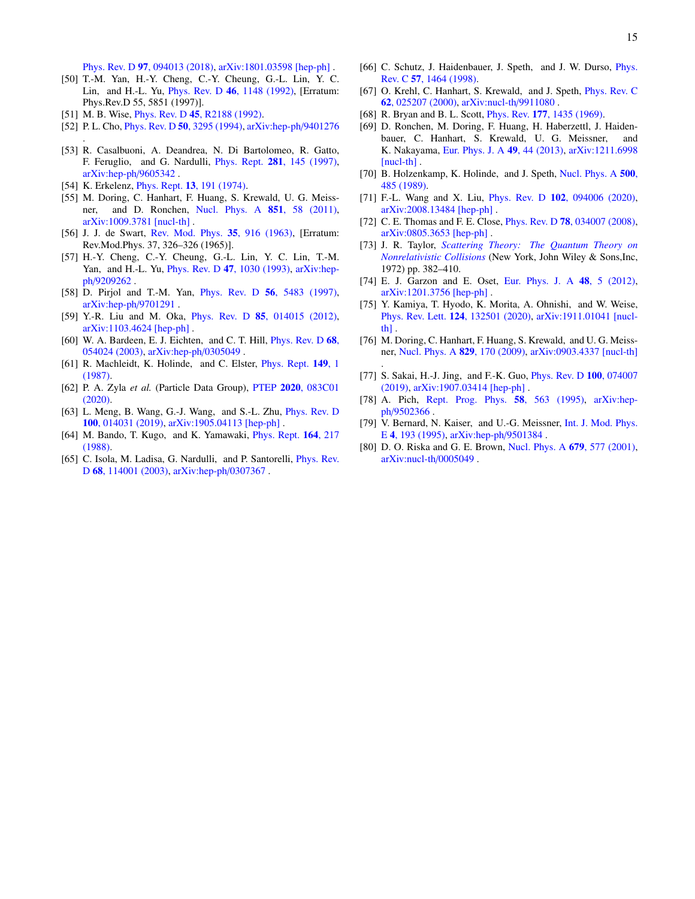Phys. Rev. D **97**, 094013 (2018), arXiv:1801.03598 [hep-ph] .

[50] T.-M. Yan, H.-Y. Cheng, C.-Y. Cheung, G.-L. Lin, Y. C. Lin, and H.-L. Yu, Phys. Rev. D **46**, 1148 (1992), [Erratum: Phys.Rev.D 55, 5851 (1997)].

[51] M. B. Wise, Phys. Rev. D **45**, R2188 (1992).

[52] P. L. Cho, Phys. Rev. D **50**, 3295 (1994), arXiv:hep-ph/9401276 .

[53] R. Casalbuoni, A. Deandrea, N. Di Bartolomeo, R. Gatto, F. Feruglio, and G. Nardulli, Phys. Rept. **281**, 145 (1997), arXiv:hep-ph/9605342 .

[54] K. Erkelenz, Phys. Rept. **13**, 191 (1974).

[55] M. Doring, C. Hanhart, F. Huang, S. Krewald, U. G. Meissner, and D. Ronchen, Nucl. Phys. A **851**, 58 (2011), arXiv:1009.3781 [nucl-th] .

[56] J. J. de Swart, Rev. Mod. Phys. **35**, 916 (1963), [Erratum: Rev.Mod.Phys. 37, 326–326 (1965)].

[57] H.-Y. Cheng, C.-Y. Cheung, G.-L. Lin, Y. C. Lin, T.-M. Yan, and H.-L. Yu, Phys. Rev. D **47**, 1030 (1993), arXiv:hep-ph/9209262 .

[58] D. Pirjol and T.-M. Yan, Phys. Rev. D **56**, 5483 (1997), arXiv:hep-ph/9701291 .

[59] Y.-R. Liu and M. Oka, Phys. Rev. D **85**, 014015 (2012), arXiv:1103.4624 [hep-ph] .

[60] W. A. Bardeen, E. J. Eichten, and C. T. Hill, Phys. Rev. D **68**, 054024 (2003), arXiv:hep-ph/0305049 .

[61] R. Machleidt, K. Holinde, and C. Elster, Phys. Rept. **149**, 1 (1987).

[62] P. A. Zyla *et al.* (Particle Data Group), PTEP **2020**, 083C01 (2020).

[63] L. Meng, B. Wang, G.-J. Wang, and S.-L. Zhu, Phys. Rev. D **100**, 014031 (2019), arXiv:1905.04113 [hep-ph] .

[64] M. Bando, T. Kugo, and K. Yamawaki, Phys. Rept. **164**, 217 (1988).

[65] C. Isola, M. Ladisa, G. Nardulli, and P. Santorelli, Phys. Rev. D **68**, 114001 (2003), arXiv:hep-ph/0307367 .

[66] C. Schutz, J. Haidenbauer, J. Speth, and J. W. Durso, Phys. Rev. C **57**, 1464 (1998).

[67] O. Krehl, C. Hanhart, S. Krewald, and J. Speth, Phys. Rev. C **62**, 025207 (2000), arXiv:nucl-th/9911080 .

[68] R. Bryan and B. L. Scott, Phys. Rev. **177**, 1435 (1969).

[69] D. Ronchen, M. Doring, F. Huang, H. Haberzettl, J. Haidenbauer, C. Hanhart, S. Krewald, U. G. Meissner, and K. Nakayama, Eur. Phys. J. A **49**, 44 (2013), arXiv:1211.6998 [nucl-th] .

[70] B. Holzenkamp, K. Holinde, and J. Speth, Nucl. Phys. A **500**, 485 (1989).

[71] F.-L. Wang and X. Liu, Phys. Rev. D **102**, 094006 (2020), arXiv:2008.13484 [hep-ph] .

[72] C. E. Thomas and F. E. Close, Phys. Rev. D **78**, 034007 (2008), arXiv:0805.3653 [hep-ph] .

[73] J. R. Taylor, *Scattering Theory: The Quantum Theory on Nonrelativistic Collisions* (New York, John Wiley & Sons,Inc, 1972) pp. 382–410.

[74] E. J. Garzon and E. Oset, Eur. Phys. J. A **48**, 5 (2012), arXiv:1201.3756 [hep-ph] .

[75] Y. Kamiya, T. Hyodo, K. Morita, A. Ohnishi, and W. Weise, Phys. Rev. Lett. **124**, 132501 (2020), arXiv:1911.01041 [nucl-th] .

[76] M. Doring, C. Hanhart, F. Huang, S. Krewald, and U. G. Meissner, Nucl. Phys. A **829**, 170 (2009), arXiv:0903.4337 [nucl-th] .

[77] S. Sakai, H.-J. Jing, and F.-K. Guo, Phys. Rev. D **100**, 074007 (2019), arXiv:1907.03414 [hep-ph] .

[78] A. Pich, Rept. Prog. Phys. **58**, 563 (1995), arXiv:hep-ph/9502366 .

[79] V. Bernard, N. Kaiser, and U.-G. Meissner, Int. J. Mod. Phys. E **4**, 193 (1995), arXiv:hep-ph/9501384 .

[80] D. O. Riska and G. E. Brown, Nucl. Phys. A **679**, 577 (2001), arXiv:nucl-th/0005049 .